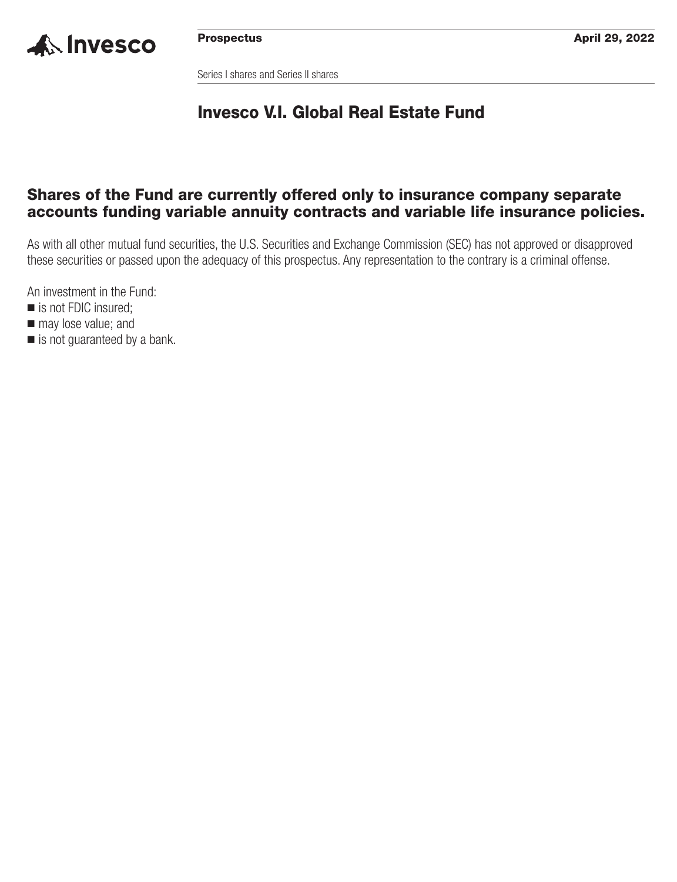Invesco

**Prospectus** **April 29, 2022**

Series I shares and Series II shares

# Invesco V.I. Global Real Estate Fund

## Shares of the Fund are currently offered only to insurance company separate accounts funding variable annuity contracts and variable life insurance policies.

As with all other mutual fund securities, the U.S. Securities and Exchange Commission (SEC) has not approved or disapproved these securities or passed upon the adequacy of this prospectus. Any representation to the contrary is a criminal offense.

An investment in the Fund:

- is not FDIC insured;
- may lose value; and
- is not guaranteed by a bank.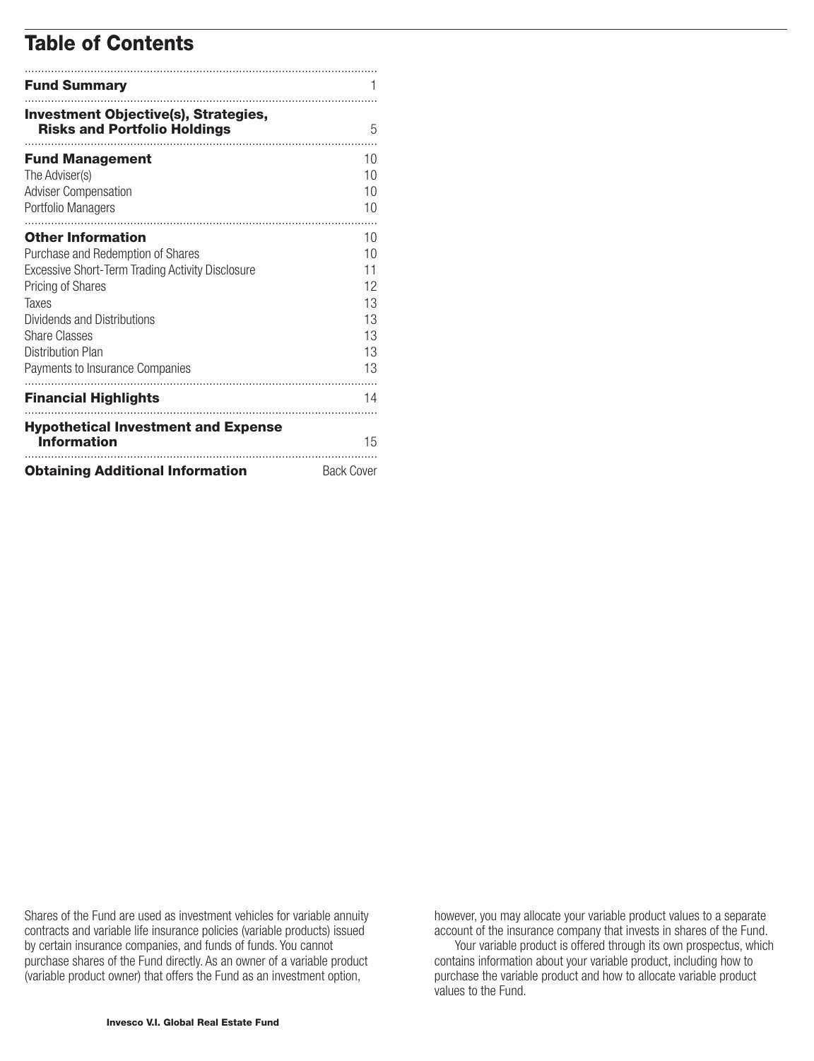# Table of Contents

| | |
|---|---|
| **Fund Summary** | 1 |
| **Investment Objective(s), Strategies, Risks and Portfolio Holdings** | 5 |
| **Fund Management** | 10 |
| The Adviser(s) | 10 |
| Adviser Compensation | 10 |
| Portfolio Managers | 10 |
| **Other Information** | 10 |
| Purchase and Redemption of Shares | 10 |
| Excessive Short-Term Trading Activity Disclosure | 11 |
| Pricing of Shares | 12 |
| Taxes | 13 |
| Dividends and Distributions | 13 |
| Share Classes | 13 |
| Distribution Plan | 13 |
| Payments to Insurance Companies | 13 |
| **Financial Highlights** | 14 |
| **Hypothetical Investment and Expense Information** | 15 |
| **Obtaining Additional Information** | Back Cover |

Shares of the Fund are used as investment vehicles for variable annuity contracts and variable life insurance policies (variable products) issued by certain insurance companies, and funds of funds. You cannot purchase shares of the Fund directly. As an owner of a variable product (variable product owner) that offers the Fund as an investment option, however, you may allocate your variable product values to a separate account of the insurance company that invests in shares of the Fund.

Your variable product is offered through its own prospectus, which contains information about your variable product, including how to purchase the variable product and how to allocate variable product values to the Fund.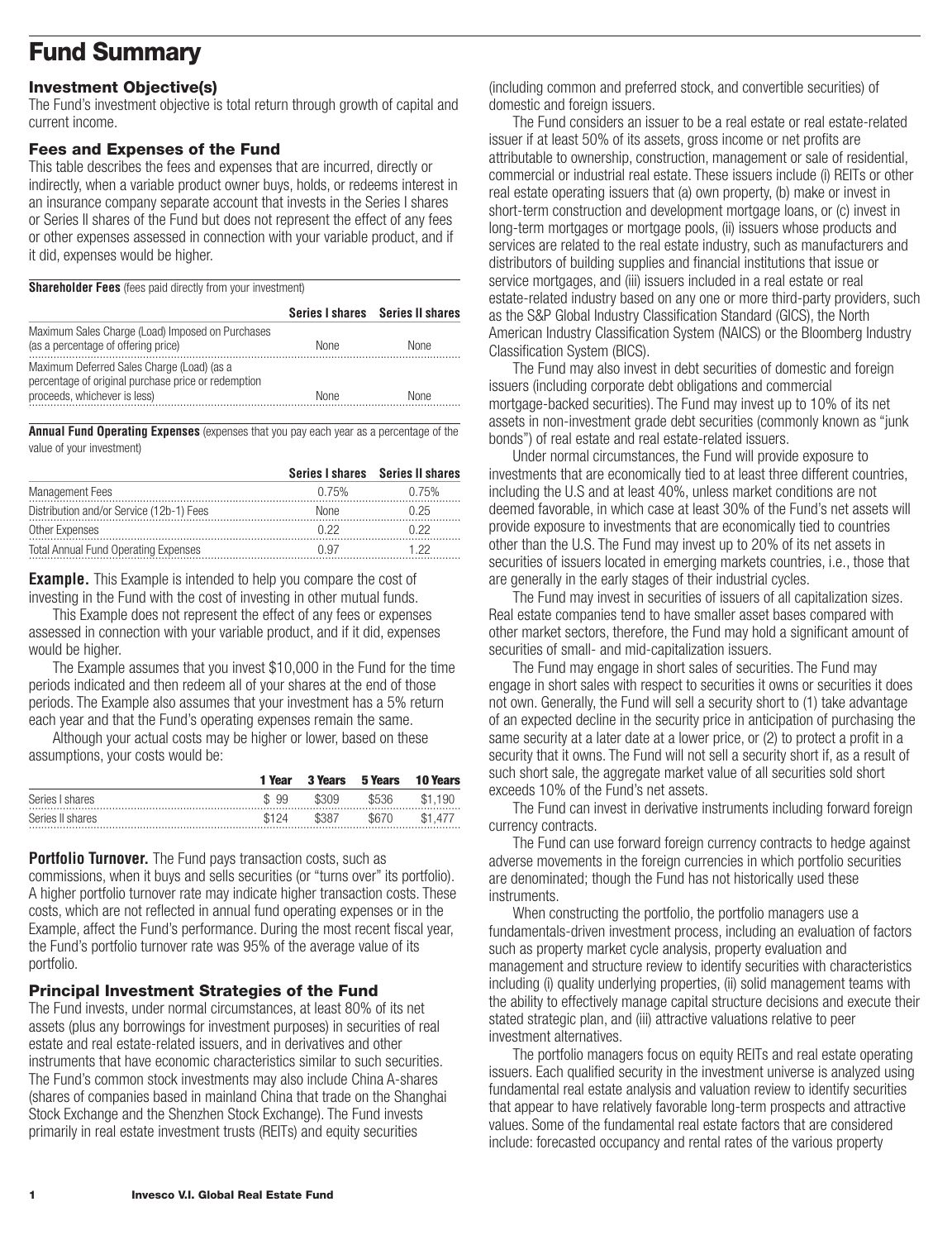# Fund Summary

### Investment Objective(s)

The Fund's investment objective is total return through growth of capital and current income.

### Fees and Expenses of the Fund

This table describes the fees and expenses that are incurred, directly or indirectly, when a variable product owner buys, holds, or redeems interest in an insurance company separate account that invests in the Series I shares or Series II shares of the Fund but does not represent the effect of any fees or other expenses assessed in connection with your variable product, and if it did, expenses would be higher.

**Shareholder Fees** (fees paid directly from your investment)

| | Series I shares | Series II shares |
|---|---|---|
| Maximum Sales Charge (Load) Imposed on Purchases (as a percentage of offering price) | None | None |
| Maximum Deferred Sales Charge (Load) (as a percentage of original purchase price or redemption proceeds, whichever is less) | None | None |

**Annual Fund Operating Expenses** (expenses that you pay each year as a percentage of the value of your investment)

| | Series I shares | Series II shares |
|---|---|---|
| Management Fees | 0.75% | 0.75% |
| Distribution and/or Service (12b-1) Fees | None | 0.25 |
| Other Expenses | 0.22 | 0.22 |
| Total Annual Fund Operating Expenses | 0.97 | 1.22 |

**Example.** This Example is intended to help you compare the cost of investing in the Fund with the cost of investing in other mutual funds.

This Example does not represent the effect of any fees or expenses assessed in connection with your variable product, and if it did, expenses would be higher.

The Example assumes that you invest $10,000 in the Fund for the time periods indicated and then redeem all of your shares at the end of those periods. The Example also assumes that your investment has a 5% return each year and that the Fund's operating expenses remain the same.

Although your actual costs may be higher or lower, based on these assumptions, your costs would be:

| | 1 Year | 3 Years | 5 Years | 10 Years |
|---|---|---|---|---|
| Series I shares | $ 99 | $309 | $536 | $1,190 |
| Series II shares | $124 | $387 | $670 | $1,477 |

**Portfolio Turnover.** The Fund pays transaction costs, such as commissions, when it buys and sells securities (or "turns over" its portfolio). A higher portfolio turnover rate may indicate higher transaction costs. These costs, which are not reflected in annual fund operating expenses or in the Example, affect the Fund's performance. During the most recent fiscal year, the Fund's portfolio turnover rate was 95% of the average value of its portfolio.

### Principal Investment Strategies of the Fund

The Fund invests, under normal circumstances, at least 80% of its net assets (plus any borrowings for investment purposes) in securities of real estate and real estate-related issuers, and in derivatives and other instruments that have economic characteristics similar to such securities. The Fund's common stock investments may also include China A-shares (shares of companies based in mainland China that trade on the Shanghai Stock Exchange and the Shenzhen Stock Exchange). The Fund invests primarily in real estate investment trusts (REITs) and equity securities (including common and preferred stock, and convertible securities) of domestic and foreign issuers.

The Fund considers an issuer to be a real estate or real estate-related issuer if at least 50% of its assets, gross income or net profits are attributable to ownership, construction, management or sale of residential, commercial or industrial real estate. These issuers include (i) REITs or other real estate operating issuers that (a) own property, (b) make or invest in short-term construction and development mortgage loans, or (c) invest in long-term mortgages or mortgage pools, (ii) issuers whose products and services are related to the real estate industry, such as manufacturers and distributors of building supplies and financial institutions that issue or service mortgages, and (iii) issuers included in a real estate or real estate-related industry based on any one or more third-party providers, such as the S&P Global Industry Classification Standard (GICS), the North American Industry Classification System (NAICS) or the Bloomberg Industry Classification System (BICS).

The Fund may also invest in debt securities of domestic and foreign issuers (including corporate debt obligations and commercial mortgage-backed securities). The Fund may invest up to 10% of its net assets in non-investment grade debt securities (commonly known as "junk bonds") of real estate and real estate-related issuers.

Under normal circumstances, the Fund will provide exposure to investments that are economically tied to at least three different countries, including the U.S and at least 40%, unless market conditions are not deemed favorable, in which case at least 30% of the Fund's net assets will provide exposure to investments that are economically tied to countries other than the U.S. The Fund may invest up to 20% of its net assets in securities of issuers located in emerging markets countries, i.e., those that are generally in the early stages of their industrial cycles.

The Fund may invest in securities of issuers of all capitalization sizes. Real estate companies tend to have smaller asset bases compared with other market sectors, therefore, the Fund may hold a significant amount of securities of small- and mid-capitalization issuers.

The Fund may engage in short sales of securities. The Fund may engage in short sales with respect to securities it owns or securities it does not own. Generally, the Fund will sell a security short to (1) take advantage of an expected decline in the security price in anticipation of purchasing the same security at a later date at a lower price, or (2) to protect a profit in a security that it owns. The Fund will not sell a security short if, as a result of such short sale, the aggregate market value of all securities sold short exceeds 10% of the Fund's net assets.

The Fund can invest in derivative instruments including forward foreign currency contracts.

The Fund can use forward foreign currency contracts to hedge against adverse movements in the foreign currencies in which portfolio securities are denominated; though the Fund has not historically used these instruments.

When constructing the portfolio, the portfolio managers use a fundamentals-driven investment process, including an evaluation of factors such as property market cycle analysis, property evaluation and management and structure review to identify securities with characteristics including (i) quality underlying properties, (ii) solid management teams with the ability to effectively manage capital structure decisions and execute their stated strategic plan, and (iii) attractive valuations relative to peer investment alternatives.

The portfolio managers focus on equity REITs and real estate operating issuers. Each qualified security in the investment universe is analyzed using fundamental real estate analysis and valuation review to identify securities that appear to have relatively favorable long-term prospects and attractive values. Some of the fundamental real estate factors that are considered include: forecasted occupancy and rental rates of the various property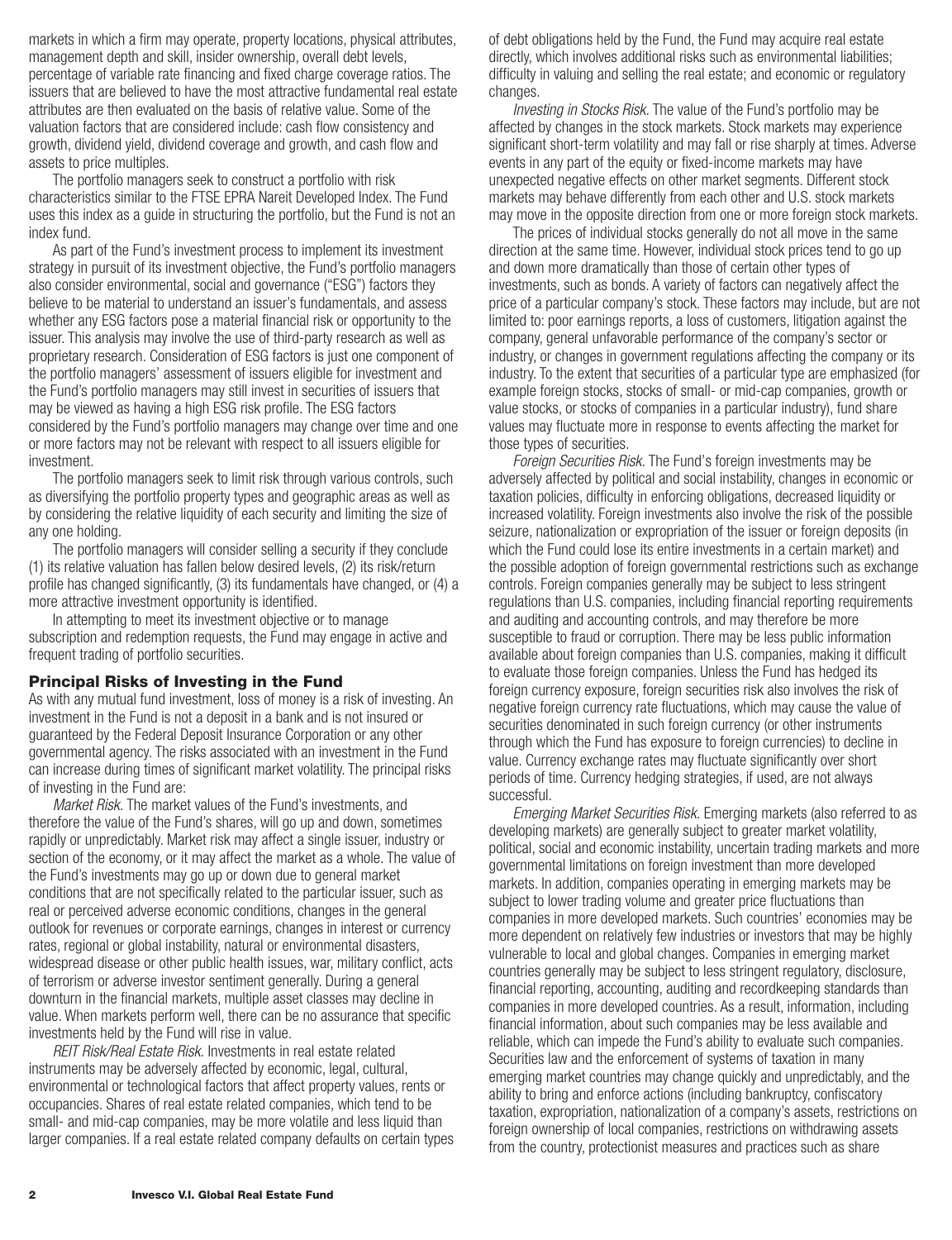markets in which a firm may operate, property locations, physical attributes, management depth and skill, insider ownership, overall debt levels, percentage of variable rate financing and fixed charge coverage ratios. The issuers that are believed to have the most attractive fundamental real estate attributes are then evaluated on the basis of relative value. Some of the valuation factors that are considered include: cash flow consistency and growth, dividend yield, dividend coverage and growth, and cash flow and assets to price multiples.

The portfolio managers seek to construct a portfolio with risk characteristics similar to the FTSE EPRA Nareit Developed Index. The Fund uses this index as a guide in structuring the portfolio, but the Fund is not an index fund.

As part of the Fund's investment process to implement its investment strategy in pursuit of its investment objective, the Fund's portfolio managers also consider environmental, social and governance ("ESG") factors they believe to be material to understand an issuer's fundamentals, and assess whether any ESG factors pose a material financial risk or opportunity to the issuer. This analysis may involve the use of third-party research as well as proprietary research. Consideration of ESG factors is just one component of the portfolio managers' assessment of issuers eligible for investment and the Fund's portfolio managers may still invest in securities of issuers that may be viewed as having a high ESG risk profile. The ESG factors considered by the Fund's portfolio managers may change over time and one or more factors may not be relevant with respect to all issuers eligible for investment.

The portfolio managers seek to limit risk through various controls, such as diversifying the portfolio property types and geographic areas as well as by considering the relative liquidity of each security and limiting the size of any one holding.

The portfolio managers will consider selling a security if they conclude (1) its relative valuation has fallen below desired levels, (2) its risk/return profile has changed significantly, (3) its fundamentals have changed, or (4) a more attractive investment opportunity is identified.

In attempting to meet its investment objective or to manage subscription and redemption requests, the Fund may engage in active and frequent trading of portfolio securities.

## Principal Risks of Investing in the Fund

As with any mutual fund investment, loss of money is a risk of investing. An investment in the Fund is not a deposit in a bank and is not insured or guaranteed by the Federal Deposit Insurance Corporation or any other governmental agency. The risks associated with an investment in the Fund can increase during times of significant market volatility. The principal risks of investing in the Fund are:

*Market Risk.* The market values of the Fund's investments, and therefore the value of the Fund's shares, will go up and down, sometimes rapidly or unpredictably. Market risk may affect a single issuer, industry or section of the economy, or it may affect the market as a whole. The value of the Fund's investments may go up or down due to general market conditions that are not specifically related to the particular issuer, such as real or perceived adverse economic conditions, changes in the general outlook for revenues or corporate earnings, changes in interest or currency rates, regional or global instability, natural or environmental disasters, widespread disease or other public health issues, war, military conflict, acts of terrorism or adverse investor sentiment generally. During a general downturn in the financial markets, multiple asset classes may decline in value. When markets perform well, there can be no assurance that specific investments held by the Fund will rise in value.

*REIT Risk/Real Estate Risk.* Investments in real estate related instruments may be adversely affected by economic, legal, cultural, environmental or technological factors that affect property values, rents or occupancies. Shares of real estate related companies, which tend to be small- and mid-cap companies, may be more volatile and less liquid than larger companies. If a real estate related company defaults on certain types of debt obligations held by the Fund, the Fund may acquire real estate directly, which involves additional risks such as environmental liabilities; difficulty in valuing and selling the real estate; and economic or regulatory changes.

*Investing in Stocks Risk.* The value of the Fund's portfolio may be affected by changes in the stock markets. Stock markets may experience significant short-term volatility and may fall or rise sharply at times. Adverse events in any part of the equity or fixed-income markets may have unexpected negative effects on other market segments. Different stock markets may behave differently from each other and U.S. stock markets may move in the opposite direction from one or more foreign stock markets.

The prices of individual stocks generally do not all move in the same direction at the same time. However, individual stock prices tend to go up and down more dramatically than those of certain other types of investments, such as bonds. A variety of factors can negatively affect the price of a particular company's stock. These factors may include, but are not limited to: poor earnings reports, a loss of customers, litigation against the company, general unfavorable performance of the company's sector or industry, or changes in government regulations affecting the company or its industry. To the extent that securities of a particular type are emphasized (for example foreign stocks, stocks of small- or mid-cap companies, growth or value stocks, or stocks of companies in a particular industry), fund share values may fluctuate more in response to events affecting the market for those types of securities.

*Foreign Securities Risk.* The Fund's foreign investments may be adversely affected by political and social instability, changes in economic or taxation policies, difficulty in enforcing obligations, decreased liquidity or increased volatility. Foreign investments also involve the risk of the possible seizure, nationalization or expropriation of the issuer or foreign deposits (in which the Fund could lose its entire investments in a certain market) and the possible adoption of foreign governmental restrictions such as exchange controls. Foreign companies generally may be subject to less stringent regulations than U.S. companies, including financial reporting requirements and auditing and accounting controls, and may therefore be more susceptible to fraud or corruption. There may be less public information available about foreign companies than U.S. companies, making it difficult to evaluate those foreign companies. Unless the Fund has hedged its foreign currency exposure, foreign securities risk also involves the risk of negative foreign currency rate fluctuations, which may cause the value of securities denominated in such foreign currency (or other instruments through which the Fund has exposure to foreign currencies) to decline in value. Currency exchange rates may fluctuate significantly over short periods of time. Currency hedging strategies, if used, are not always successful.

*Emerging Market Securities Risk.* Emerging markets (also referred to as developing markets) are generally subject to greater market volatility, political, social and economic instability, uncertain trading markets and more governmental limitations on foreign investment than more developed markets. In addition, companies operating in emerging markets may be subject to lower trading volume and greater price fluctuations than companies in more developed markets. Such countries' economies may be more dependent on relatively few industries or investors that may be highly vulnerable to local and global changes. Companies in emerging market countries generally may be subject to less stringent regulatory, disclosure, financial reporting, accounting, auditing and recordkeeping standards than companies in more developed countries. As a result, information, including financial information, about such companies may be less available and reliable, which can impede the Fund's ability to evaluate such companies. Securities law and the enforcement of systems of taxation in many emerging market countries may change quickly and unpredictably, and the ability to bring and enforce actions (including bankruptcy, confiscatory taxation, expropriation, nationalization of a company's assets, restrictions on foreign ownership of local companies, restrictions on withdrawing assets from the country, protectionist measures and practices such as share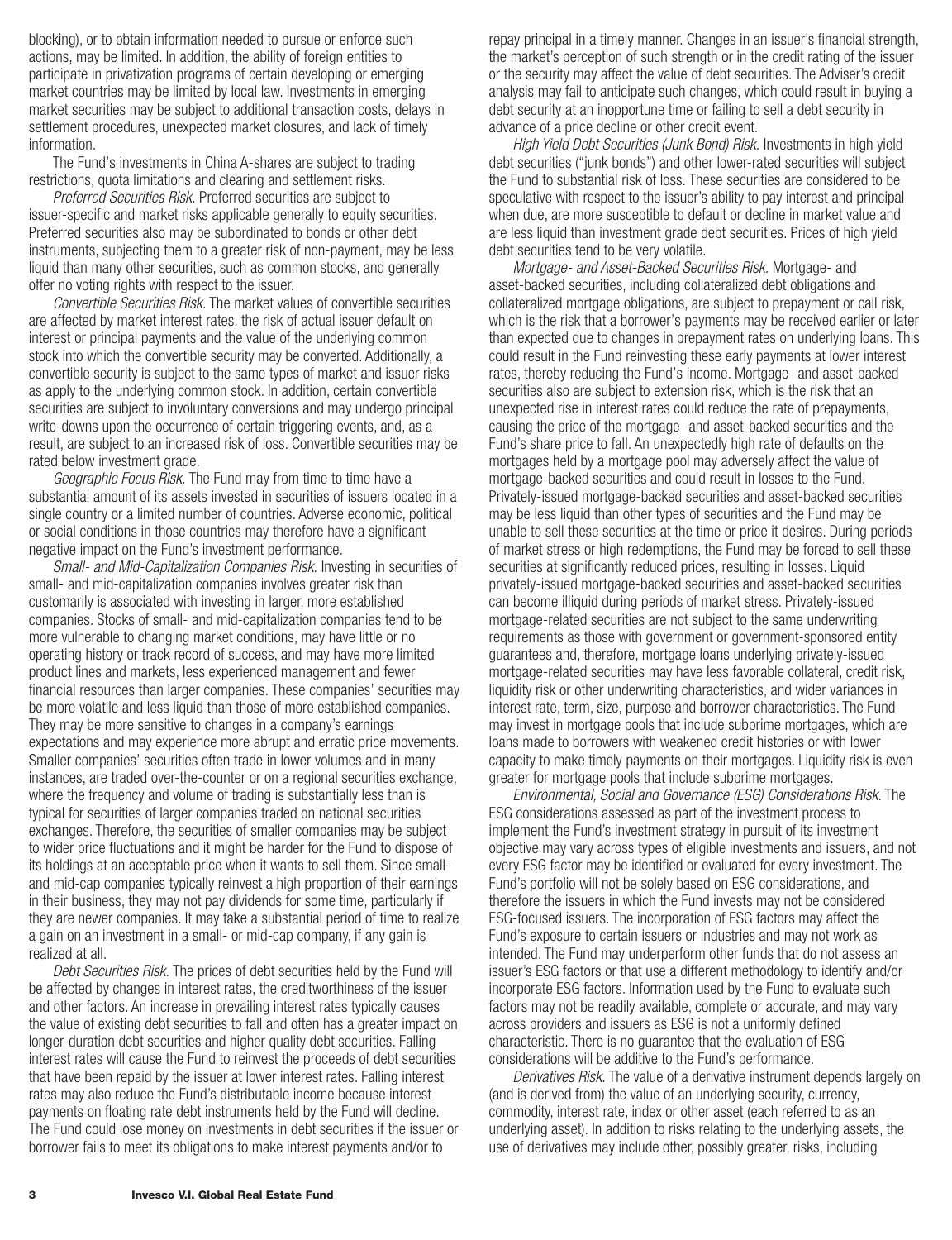blocking), or to obtain information needed to pursue or enforce such actions, may be limited. In addition, the ability of foreign entities to participate in privatization programs of certain developing or emerging market countries may be limited by local law. Investments in emerging market securities may be subject to additional transaction costs, delays in settlement procedures, unexpected market closures, and lack of timely information.

The Fund's investments in China A-shares are subject to trading restrictions, quota limitations and clearing and settlement risks.

*Preferred Securities Risk.* Preferred securities are subject to issuer-specific and market risks applicable generally to equity securities. Preferred securities also may be subordinated to bonds or other debt instruments, subjecting them to a greater risk of non-payment, may be less liquid than many other securities, such as common stocks, and generally offer no voting rights with respect to the issuer.

*Convertible Securities Risk.* The market values of convertible securities are affected by market interest rates, the risk of actual issuer default on interest or principal payments and the value of the underlying common stock into which the convertible security may be converted. Additionally, a convertible security is subject to the same types of market and issuer risks as apply to the underlying common stock. In addition, certain convertible securities are subject to involuntary conversions and may undergo principal write-downs upon the occurrence of certain triggering events, and, as a result, are subject to an increased risk of loss. Convertible securities may be rated below investment grade.

*Geographic Focus Risk.* The Fund may from time to time have a substantial amount of its assets invested in securities of issuers located in a single country or a limited number of countries. Adverse economic, political or social conditions in those countries may therefore have a significant negative impact on the Fund's investment performance.

*Small- and Mid-Capitalization Companies Risk.* Investing in securities of small- and mid-capitalization companies involves greater risk than customarily is associated with investing in larger, more established companies. Stocks of small- and mid-capitalization companies tend to be more vulnerable to changing market conditions, may have little or no operating history or track record of success, and may have more limited product lines and markets, less experienced management and fewer financial resources than larger companies. These companies' securities may be more volatile and less liquid than those of more established companies. They may be more sensitive to changes in a company's earnings expectations and may experience more abrupt and erratic price movements. Smaller companies' securities often trade in lower volumes and in many instances, are traded over-the-counter or on a regional securities exchange, where the frequency and volume of trading is substantially less than is typical for securities of larger companies traded on national securities exchanges. Therefore, the securities of smaller companies may be subject to wider price fluctuations and it might be harder for the Fund to dispose of its holdings at an acceptable price when it wants to sell them. Since small- and mid-cap companies typically reinvest a high proportion of their earnings in their business, they may not pay dividends for some time, particularly if they are newer companies. It may take a substantial period of time to realize a gain on an investment in a small- or mid-cap company, if any gain is realized at all.

*Debt Securities Risk.* The prices of debt securities held by the Fund will be affected by changes in interest rates, the creditworthiness of the issuer and other factors. An increase in prevailing interest rates typically causes the value of existing debt securities to fall and often has a greater impact on longer-duration debt securities and higher quality debt securities. Falling interest rates will cause the Fund to reinvest the proceeds of debt securities that have been repaid by the issuer at lower interest rates. Falling interest rates may also reduce the Fund's distributable income because interest payments on floating rate debt instruments held by the Fund will decline. The Fund could lose money on investments in debt securities if the issuer or borrower fails to meet its obligations to make interest payments and/or to repay principal in a timely manner. Changes in an issuer's financial strength, the market's perception of such strength or in the credit rating of the issuer or the security may affect the value of debt securities. The Adviser's credit analysis may fail to anticipate such changes, which could result in buying a debt security at an inopportune time or failing to sell a debt security in advance of a price decline or other credit event.

*High Yield Debt Securities (Junk Bond) Risk.* Investments in high yield debt securities ("junk bonds") and other lower-rated securities will subject the Fund to substantial risk of loss. These securities are considered to be speculative with respect to the issuer's ability to pay interest and principal when due, are more susceptible to default or decline in market value and are less liquid than investment grade debt securities. Prices of high yield debt securities tend to be very volatile.

*Mortgage- and Asset-Backed Securities Risk.* Mortgage- and asset-backed securities, including collateralized debt obligations and collateralized mortgage obligations, are subject to prepayment or call risk, which is the risk that a borrower's payments may be received earlier or later than expected due to changes in prepayment rates on underlying loans. This could result in the Fund reinvesting these early payments at lower interest rates, thereby reducing the Fund's income. Mortgage- and asset-backed securities also are subject to extension risk, which is the risk that an unexpected rise in interest rates could reduce the rate of prepayments, causing the price of the mortgage- and asset-backed securities and the Fund's share price to fall. An unexpectedly high rate of defaults on the mortgages held by a mortgage pool may adversely affect the value of mortgage-backed securities and could result in losses to the Fund. Privately-issued mortgage-backed securities and asset-backed securities may be less liquid than other types of securities and the Fund may be unable to sell these securities at the time or price it desires. During periods of market stress or high redemptions, the Fund may be forced to sell these securities at significantly reduced prices, resulting in losses. Liquid privately-issued mortgage-backed securities and asset-backed securities can become illiquid during periods of market stress. Privately-issued mortgage-related securities are not subject to the same underwriting requirements as those with government or government-sponsored entity guarantees and, therefore, mortgage loans underlying privately-issued mortgage-related securities may have less favorable collateral, credit risk, liquidity risk or other underwriting characteristics, and wider variances in interest rate, term, size, purpose and borrower characteristics. The Fund may invest in mortgage pools that include subprime mortgages, which are loans made to borrowers with weakened credit histories or with lower capacity to make timely payments on their mortgages. Liquidity risk is even greater for mortgage pools that include subprime mortgages.

*Environmental, Social and Governance (ESG) Considerations Risk.* The ESG considerations assessed as part of the investment process to implement the Fund's investment strategy in pursuit of its investment objective may vary across types of eligible investments and issuers, and not every ESG factor may be identified or evaluated for every investment. The Fund's portfolio will not be solely based on ESG considerations, and therefore the issuers in which the Fund invests may not be considered ESG-focused issuers. The incorporation of ESG factors may affect the Fund's exposure to certain issuers or industries and may not work as intended. The Fund may underperform other funds that do not assess an issuer's ESG factors or that use a different methodology to identify and/or incorporate ESG factors. Information used by the Fund to evaluate such factors may not be readily available, complete or accurate, and may vary across providers and issuers as ESG is not a uniformly defined characteristic. There is no guarantee that the evaluation of ESG considerations will be additive to the Fund's performance.

*Derivatives Risk.* The value of a derivative instrument depends largely on (and is derived from) the value of an underlying security, currency, commodity, interest rate, index or other asset (each referred to as an underlying asset). In addition to risks relating to the underlying assets, the use of derivatives may include other, possibly greater, risks, including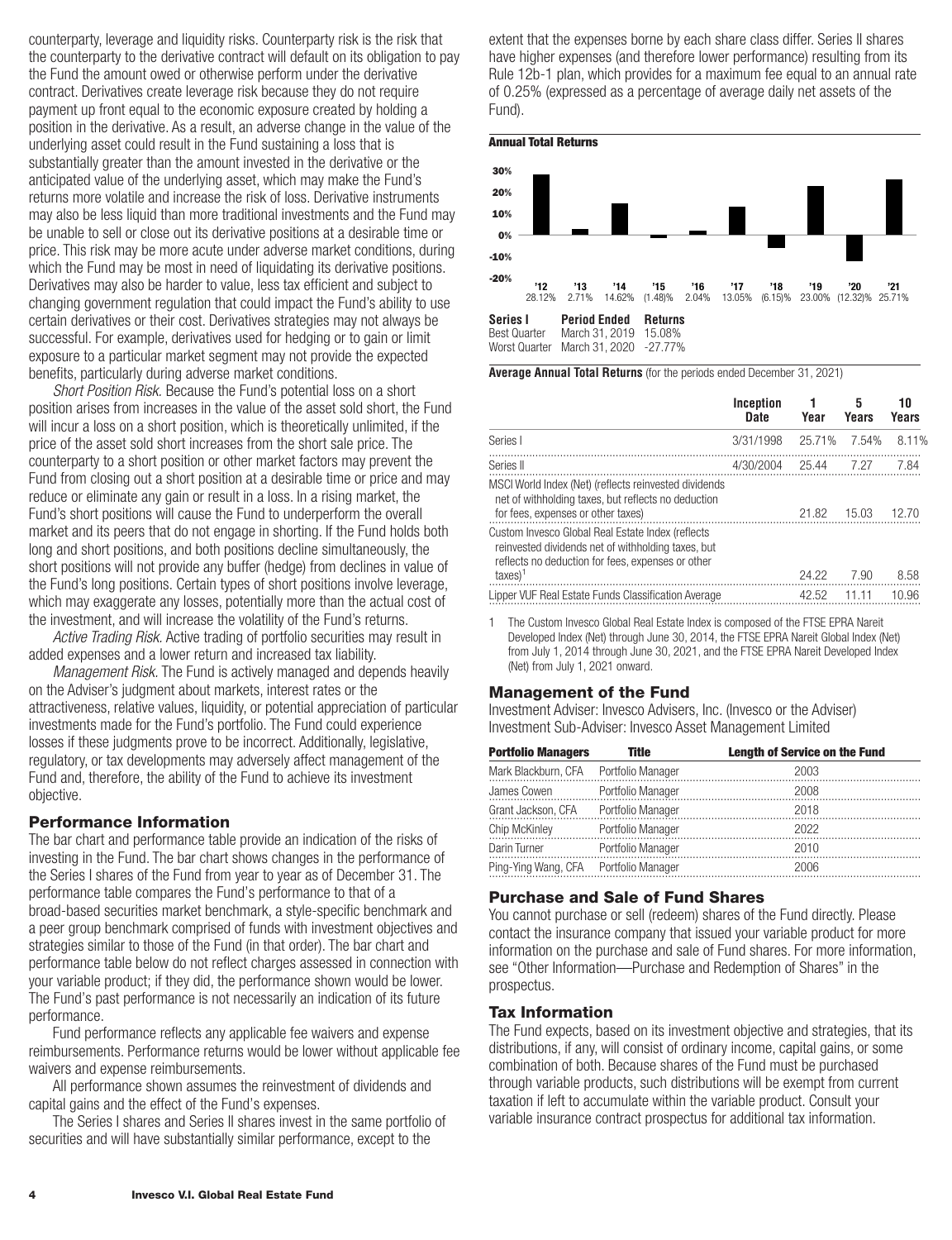counterparty, leverage and liquidity risks. Counterparty risk is the risk that the counterparty to the derivative contract will default on its obligation to pay the Fund the amount owed or otherwise perform under the derivative contract. Derivatives create leverage risk because they do not require payment up front equal to the economic exposure created by holding a position in the derivative. As a result, an adverse change in the value of the underlying asset could result in the Fund sustaining a loss that is substantially greater than the amount invested in the derivative or the anticipated value of the underlying asset, which may make the Fund's returns more volatile and increase the risk of loss. Derivative instruments may also be less liquid than more traditional investments and the Fund may be unable to sell or close out its derivative positions at a desirable time or price. This risk may be more acute under adverse market conditions, during which the Fund may be most in need of liquidating its derivative positions. Derivatives may also be harder to value, less tax efficient and subject to changing government regulation that could impact the Fund's ability to use certain derivatives or their cost. Derivatives strategies may not always be successful. For example, derivatives used for hedging or to gain or limit exposure to a particular market segment may not provide the expected benefits, particularly during adverse market conditions.

*Short Position Risk.* Because the Fund's potential loss on a short position arises from increases in the value of the asset sold short, the Fund will incur a loss on a short position, which is theoretically unlimited, if the price of the asset sold short increases from the short sale price. The counterparty to a short position or other market factors may prevent the Fund from closing out a short position at a desirable time or price and may reduce or eliminate any gain or result in a loss. In a rising market, the Fund's short positions will cause the Fund to underperform the overall market and its peers that do not engage in shorting. If the Fund holds both long and short positions, and both positions decline simultaneously, the short positions will not provide any buffer (hedge) from declines in value of the Fund's long positions. Certain types of short positions involve leverage, which may exaggerate any losses, potentially more than the actual cost of the investment, and will increase the volatility of the Fund's returns.

*Active Trading Risk.* Active trading of portfolio securities may result in added expenses and a lower return and increased tax liability.

*Management Risk.* The Fund is actively managed and depends heavily on the Adviser's judgment about markets, interest rates or the attractiveness, relative values, liquidity, or potential appreciation of particular investments made for the Fund's portfolio. The Fund could experience losses if these judgments prove to be incorrect. Additionally, legislative, regulatory, or tax developments may adversely affect management of the Fund and, therefore, the ability of the Fund to achieve its investment objective.

## Performance Information

The bar chart and performance table provide an indication of the risks of investing in the Fund. The bar chart shows changes in the performance of the Series I shares of the Fund from year to year as of December 31. The performance table compares the Fund's performance to that of a broad-based securities market benchmark, a style-specific benchmark and a peer group benchmark comprised of funds with investment objectives and strategies similar to those of the Fund (in that order). The bar chart and performance table below do not reflect charges assessed in connection with your variable product; if they did, the performance shown would be lower. The Fund's past performance is not necessarily an indication of its future performance.

Fund performance reflects any applicable fee waivers and expense reimbursements. Performance returns would be lower without applicable fee waivers and expense reimbursements.

All performance shown assumes the reinvestment of dividends and capital gains and the effect of the Fund's expenses.

The Series I shares and Series II shares invest in the same portfolio of securities and will have substantially similar performance, except to the extent that the expenses borne by each share class differ. Series II shares have higher expenses (and therefore lower performance) resulting from its Rule 12b-1 plan, which provides for a maximum fee equal to an annual rate of 0.25% (expressed as a percentage of average daily net assets of the Fund).

**Annual Total Returns**

30%
20%
10%
0%
-10%
-20%

'12 28.12%
'13 2.71%
'14 14.62%
'15 (1.48)%
'16 2.04%
'17 13.05%
'18 (6.15)%
'19 23.00%
'20 (12.32)%
'21 25.71%

| Series I | Period Ended | Returns |
|---|---|---|
| Best Quarter | March 31, 2019 | 15.08% |
| Worst Quarter | March 31, 2020 | -27.77% |

**Average Annual Total Returns** (for the periods ended December 31, 2021)

| | Inception Date | 1 Year | 5 Years | 10 Years |
|---|---|---|---|---|
| Series I | 3/31/1998 | 25.71% | 7.54% | 8.11% |
| Series II | 4/30/2004 | 25.44 | 7.27 | 7.84 |
| MSCI World Index (Net) (reflects reinvested dividends net of withholding taxes, but reflects no deduction for fees, expenses or other taxes) | | 21.82 | 15.03 | 12.70 |
| Custom Invesco Global Real Estate Index (reflects reinvested dividends net of withholding taxes, but reflects no deduction for fees, expenses or other taxes)[1] | | 24.22 | 7.90 | 8.58 |
| Lipper VUF Real Estate Funds Classification Average | | 42.52 | 11.11 | 10.96 |

1 The Custom Invesco Global Real Estate Index is composed of the FTSE EPRA Nareit Developed Index (Net) through June 30, 2014, the FTSE EPRA Nareit Global Index (Net) from July 1, 2014 through June 30, 2021, and the FTSE EPRA Nareit Developed Index (Net) from July 1, 2021 onward.

## Management of the Fund

Investment Adviser: Invesco Advisers, Inc. (Invesco or the Adviser)
Investment Sub-Adviser: Invesco Asset Management Limited

| Portfolio Managers | Title | Length of Service on the Fund |
|---|---|---|
| Mark Blackburn, CFA | Portfolio Manager | 2003 |
| James Cowen | Portfolio Manager | 2008 |
| Grant Jackson, CFA | Portfolio Manager | 2018 |
| Chip McKinley | Portfolio Manager | 2022 |
| Darin Turner | Portfolio Manager | 2010 |
| Ping-Ying Wang, CFA | Portfolio Manager | 2006 |

## Purchase and Sale of Fund Shares

You cannot purchase or sell (redeem) shares of the Fund directly. Please contact the insurance company that issued your variable product for more information on the purchase and sale of Fund shares. For more information, see "Other Information—Purchase and Redemption of Shares" in the prospectus.

## Tax Information

The Fund expects, based on its investment objective and strategies, that its distributions, if any, will consist of ordinary income, capital gains, or some combination of both. Because shares of the Fund must be purchased through variable products, such distributions will be exempt from current taxation if left to accumulate within the variable product. Consult your variable insurance contract prospectus for additional tax information.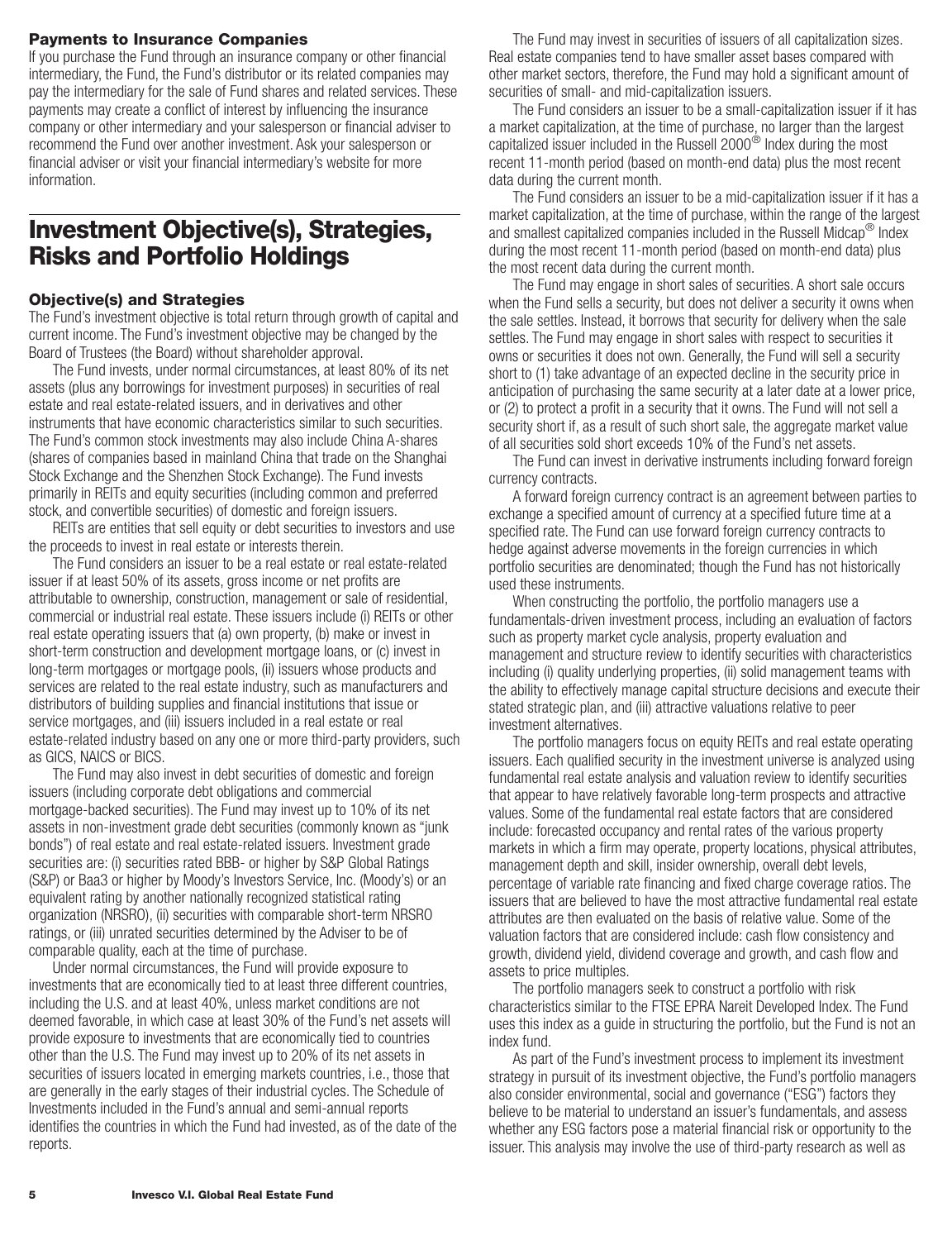### Payments to Insurance Companies

If you purchase the Fund through an insurance company or other financial intermediary, the Fund, the Fund's distributor or its related companies may pay the intermediary for the sale of Fund shares and related services. These payments may create a conflict of interest by influencing the insurance company or other intermediary and your salesperson or financial adviser to recommend the Fund over another investment. Ask your salesperson or financial adviser or visit your financial intermediary's website for more information.

## Investment Objective(s), Strategies, Risks and Portfolio Holdings

### Objective(s) and Strategies

The Fund's investment objective is total return through growth of capital and current income. The Fund's investment objective may be changed by the Board of Trustees (the Board) without shareholder approval.

The Fund invests, under normal circumstances, at least 80% of its net assets (plus any borrowings for investment purposes) in securities of real estate and real estate-related issuers, and in derivatives and other instruments that have economic characteristics similar to such securities. The Fund's common stock investments may also include China A-shares (shares of companies based in mainland China that trade on the Shanghai Stock Exchange and the Shenzhen Stock Exchange). The Fund invests primarily in REITs and equity securities (including common and preferred stock, and convertible securities) of domestic and foreign issuers.

REITs are entities that sell equity or debt securities to investors and use the proceeds to invest in real estate or interests therein.

The Fund considers an issuer to be a real estate or real estate-related issuer if at least 50% of its assets, gross income or net profits are attributable to ownership, construction, management or sale of residential, commercial or industrial real estate. These issuers include (i) REITs or other real estate operating issuers that (a) own property, (b) make or invest in short-term construction and development mortgage loans, or (c) invest in long-term mortgages or mortgage pools, (ii) issuers whose products and services are related to the real estate industry, such as manufacturers and distributors of building supplies and financial institutions that issue or service mortgages, and (iii) issuers included in a real estate or real estate-related industry based on any one or more third-party providers, such as GICS, NAICS or BICS.

The Fund may also invest in debt securities of domestic and foreign issuers (including corporate debt obligations and commercial mortgage-backed securities). The Fund may invest up to 10% of its net assets in non-investment grade debt securities (commonly known as "junk bonds") of real estate and real estate-related issuers. Investment grade securities are: (i) securities rated BBB- or higher by S&P Global Ratings (S&P) or Baa3 or higher by Moody's Investors Service, Inc. (Moody's) or an equivalent rating by another nationally recognized statistical rating organization (NRSRO), (ii) securities with comparable short-term NRSRO ratings, or (iii) unrated securities determined by the Adviser to be of comparable quality, each at the time of purchase.

Under normal circumstances, the Fund will provide exposure to investments that are economically tied to at least three different countries, including the U.S. and at least 40%, unless market conditions are not deemed favorable, in which case at least 30% of the Fund's net assets will provide exposure to investments that are economically tied to countries other than the U.S. The Fund may invest up to 20% of its net assets in securities of issuers located in emerging markets countries, i.e., those that are generally in the early stages of their industrial cycles. The Schedule of Investments included in the Fund's annual and semi-annual reports identifies the countries in which the Fund had invested, as of the date of the reports.

The Fund may invest in securities of issuers of all capitalization sizes. Real estate companies tend to have smaller asset bases compared with other market sectors, therefore, the Fund may hold a significant amount of securities of small- and mid-capitalization issuers.

The Fund considers an issuer to be a small-capitalization issuer if it has a market capitalization, at the time of purchase, no larger than the largest capitalized issuer included in the Russell 2000® Index during the most recent 11-month period (based on month-end data) plus the most recent data during the current month.

The Fund considers an issuer to be a mid-capitalization issuer if it has a market capitalization, at the time of purchase, within the range of the largest and smallest capitalized companies included in the Russell Midcap® Index during the most recent 11-month period (based on month-end data) plus the most recent data during the current month.

The Fund may engage in short sales of securities. A short sale occurs when the Fund sells a security, but does not deliver a security it owns when the sale settles. Instead, it borrows that security for delivery when the sale settles. The Fund may engage in short sales with respect to securities it owns or securities it does not own. Generally, the Fund will sell a security short to (1) take advantage of an expected decline in the security price in anticipation of purchasing the same security at a later date at a lower price, or (2) to protect a profit in a security that it owns. The Fund will not sell a security short if, as a result of such short sale, the aggregate market value of all securities sold short exceeds 10% of the Fund's net assets.

The Fund can invest in derivative instruments including forward foreign currency contracts.

A forward foreign currency contract is an agreement between parties to exchange a specified amount of currency at a specified future time at a specified rate. The Fund can use forward foreign currency contracts to hedge against adverse movements in the foreign currencies in which portfolio securities are denominated; though the Fund has not historically used these instruments.

When constructing the portfolio, the portfolio managers use a fundamentals-driven investment process, including an evaluation of factors such as property market cycle analysis, property evaluation and management and structure review to identify securities with characteristics including (i) quality underlying properties, (ii) solid management teams with the ability to effectively manage capital structure decisions and execute their stated strategic plan, and (iii) attractive valuations relative to peer investment alternatives.

The portfolio managers focus on equity REITs and real estate operating issuers. Each qualified security in the investment universe is analyzed using fundamental real estate analysis and valuation review to identify securities that appear to have relatively favorable long-term prospects and attractive values. Some of the fundamental real estate factors that are considered include: forecasted occupancy and rental rates of the various property markets in which a firm may operate, property locations, physical attributes, management depth and skill, insider ownership, overall debt levels, percentage of variable rate financing and fixed charge coverage ratios. The issuers that are believed to have the most attractive fundamental real estate attributes are then evaluated on the basis of relative value. Some of the valuation factors that are considered include: cash flow consistency and growth, dividend yield, dividend coverage and growth, and cash flow and assets to price multiples.

The portfolio managers seek to construct a portfolio with risk characteristics similar to the FTSE EPRA Nareit Developed Index. The Fund uses this index as a guide in structuring the portfolio, but the Fund is not an index fund.

As part of the Fund's investment process to implement its investment strategy in pursuit of its investment objective, the Fund's portfolio managers also consider environmental, social and governance ("ESG") factors they believe to be material to understand an issuer's fundamentals, and assess whether any ESG factors pose a material financial risk or opportunity to the issuer. This analysis may involve the use of third-party research as well as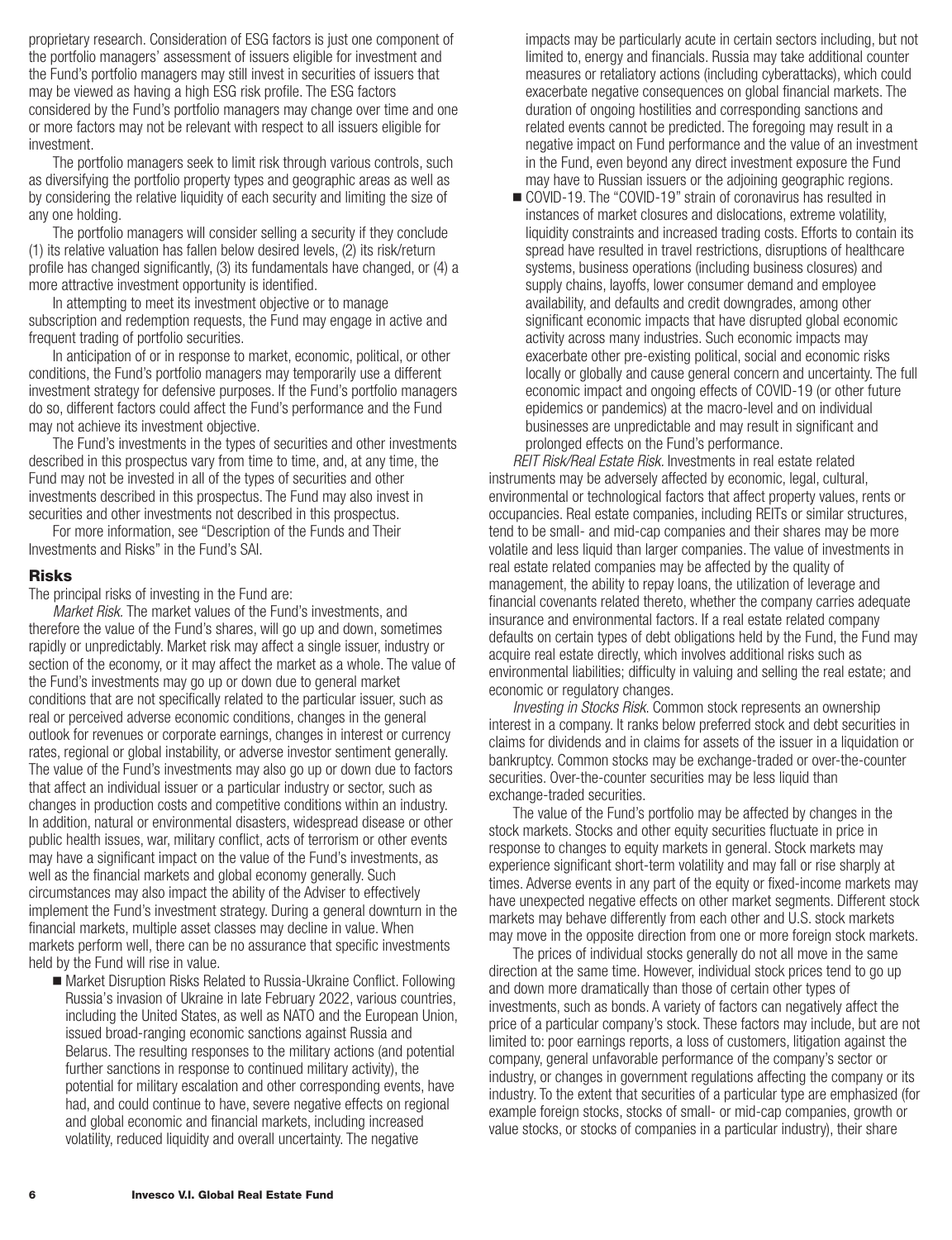proprietary research. Consideration of ESG factors is just one component of the portfolio managers' assessment of issuers eligible for investment and the Fund's portfolio managers may still invest in securities of issuers that may be viewed as having a high ESG risk profile. The ESG factors considered by the Fund's portfolio managers may change over time and one or more factors may not be relevant with respect to all issuers eligible for investment.

The portfolio managers seek to limit risk through various controls, such as diversifying the portfolio property types and geographic areas as well as by considering the relative liquidity of each security and limiting the size of any one holding.

The portfolio managers will consider selling a security if they conclude (1) its relative valuation has fallen below desired levels, (2) its risk/return profile has changed significantly, (3) its fundamentals have changed, or (4) a more attractive investment opportunity is identified.

In attempting to meet its investment objective or to manage subscription and redemption requests, the Fund may engage in active and frequent trading of portfolio securities.

In anticipation of or in response to market, economic, political, or other conditions, the Fund's portfolio managers may temporarily use a different investment strategy for defensive purposes. If the Fund's portfolio managers do so, different factors could affect the Fund's performance and the Fund may not achieve its investment objective.

The Fund's investments in the types of securities and other investments described in this prospectus vary from time to time, and, at any time, the Fund may not be invested in all of the types of securities and other investments described in this prospectus. The Fund may also invest in securities and other investments not described in this prospectus.

For more information, see "Description of the Funds and Their Investments and Risks" in the Fund's SAI.

## Risks

The principal risks of investing in the Fund are:

*Market Risk.* The market values of the Fund's investments, and therefore the value of the Fund's shares, will go up and down, sometimes rapidly or unpredictably. Market risk may affect a single issuer, industry or section of the economy, or it may affect the market as a whole. The value of the Fund's investments may go up or down due to general market conditions that are not specifically related to the particular issuer, such as real or perceived adverse economic conditions, changes in the general outlook for revenues or corporate earnings, changes in interest or currency rates, regional or global instability, or adverse investor sentiment generally. The value of the Fund's investments may also go up or down due to factors that affect an individual issuer or a particular industry or sector, such as changes in production costs and competitive conditions within an industry. In addition, natural or environmental disasters, widespread disease or other public health issues, war, military conflict, acts of terrorism or other events may have a significant impact on the value of the Fund's investments, as well as the financial markets and global economy generally. Such circumstances may also impact the ability of the Adviser to effectively implement the Fund's investment strategy. During a general downturn in the financial markets, multiple asset classes may decline in value. When markets perform well, there can be no assurance that specific investments held by the Fund will rise in value.

- Market Disruption Risks Related to Russia-Ukraine Conflict. Following Russia's invasion of Ukraine in late February 2022, various countries, including the United States, as well as NATO and the European Union, issued broad-ranging economic sanctions against Russia and Belarus. The resulting responses to the military actions (and potential further sanctions in response to continued military activity), the potential for military escalation and other corresponding events, have had, and could continue to have, severe negative effects on regional and global economic and financial markets, including increased volatility, reduced liquidity and overall uncertainty. The negative impacts may be particularly acute in certain sectors including, but not limited to, energy and financials. Russia may take additional counter measures or retaliatory actions (including cyberattacks), which could exacerbate negative consequences on global financial markets. The duration of ongoing hostilities and corresponding sanctions and related events cannot be predicted. The foregoing may result in a negative impact on Fund performance and the value of an investment in the Fund, even beyond any direct investment exposure the Fund may have to Russian issuers or the adjoining geographic regions.
- COVID-19. The "COVID-19" strain of coronavirus has resulted in instances of market closures and dislocations, extreme volatility, liquidity constraints and increased trading costs. Efforts to contain its spread have resulted in travel restrictions, disruptions of healthcare systems, business operations (including business closures) and supply chains, layoffs, lower consumer demand and employee availability, and defaults and credit downgrades, among other significant economic impacts that have disrupted global economic activity across many industries. Such economic impacts may exacerbate other pre-existing political, social and economic risks locally or globally and cause general concern and uncertainty. The full economic impact and ongoing effects of COVID-19 (or other future epidemics or pandemics) at the macro-level and on individual businesses are unpredictable and may result in significant and prolonged effects on the Fund's performance.

*REIT Risk/Real Estate Risk.* Investments in real estate related instruments may be adversely affected by economic, legal, cultural, environmental or technological factors that affect property values, rents or occupancies. Real estate companies, including REITs or similar structures, tend to be small- and mid-cap companies and their shares may be more volatile and less liquid than larger companies. The value of investments in real estate related companies may be affected by the quality of management, the ability to repay loans, the utilization of leverage and financial covenants related thereto, whether the company carries adequate insurance and environmental factors. If a real estate related company defaults on certain types of debt obligations held by the Fund, the Fund may acquire real estate directly, which involves additional risks such as environmental liabilities; difficulty in valuing and selling the real estate; and economic or regulatory changes.

*Investing in Stocks Risk.* Common stock represents an ownership interest in a company. It ranks below preferred stock and debt securities in claims for dividends and in claims for assets of the issuer in a liquidation or bankruptcy. Common stocks may be exchange-traded or over-the-counter securities. Over-the-counter securities may be less liquid than exchange-traded securities.

The value of the Fund's portfolio may be affected by changes in the stock markets. Stocks and other equity securities fluctuate in price in response to changes to equity markets in general. Stock markets may experience significant short-term volatility and may fall or rise sharply at times. Adverse events in any part of the equity or fixed-income markets may have unexpected negative effects on other market segments. Different stock markets may behave differently from each other and U.S. stock markets may move in the opposite direction from one or more foreign stock markets.

The prices of individual stocks generally do not all move in the same direction at the same time. However, individual stock prices tend to go up and down more dramatically than those of certain other types of investments, such as bonds. A variety of factors can negatively affect the price of a particular company's stock. These factors may include, but are not limited to: poor earnings reports, a loss of customers, litigation against the company, general unfavorable performance of the company's sector or industry, or changes in government regulations affecting the company or its industry. To the extent that securities of a particular type are emphasized (for example foreign stocks, stocks of small- or mid-cap companies, growth or value stocks, or stocks of companies in a particular industry), their share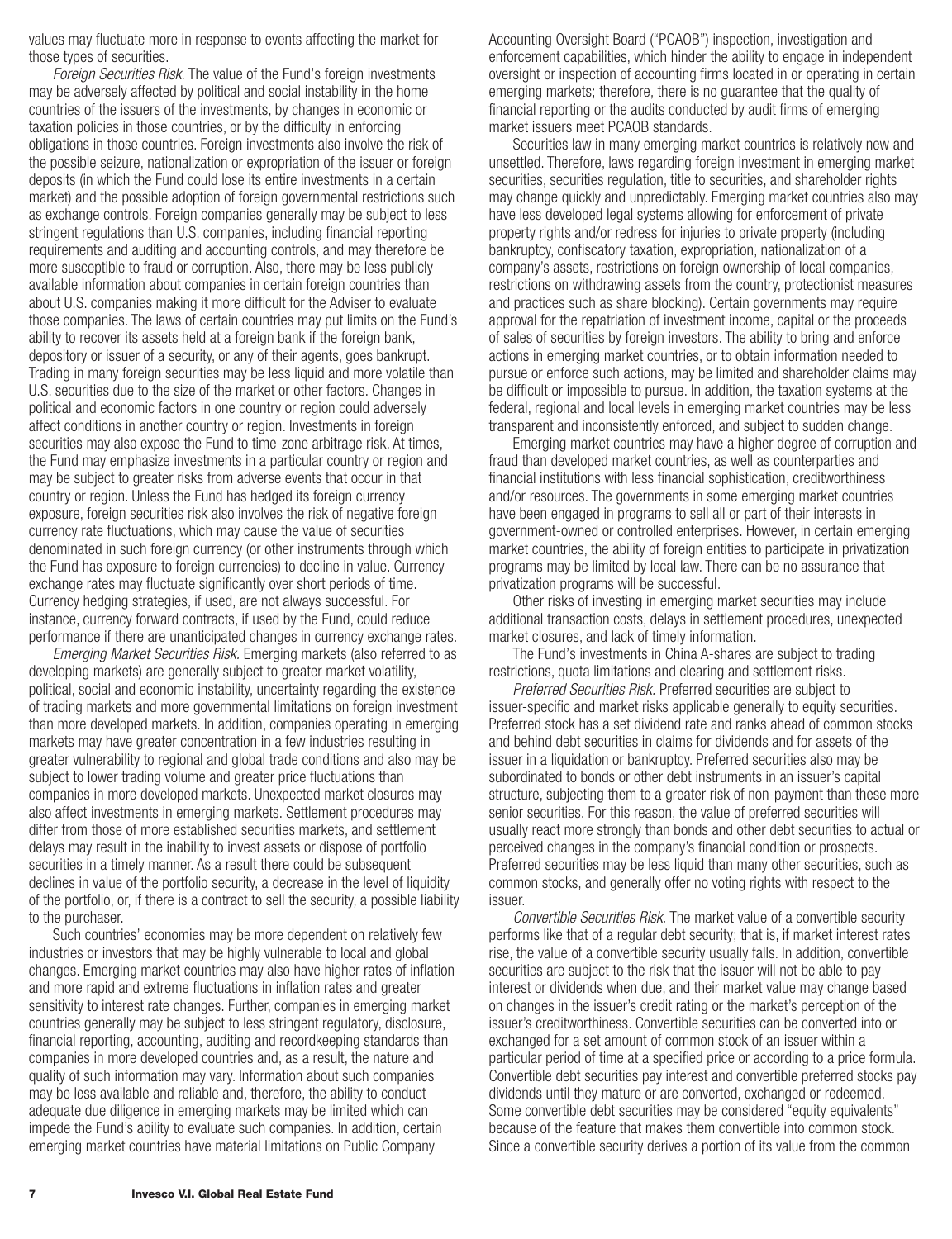values may fluctuate more in response to events affecting the market for those types of securities.

*Foreign Securities Risk.* The value of the Fund's foreign investments may be adversely affected by political and social instability in the home countries of the issuers of the investments, by changes in economic or taxation policies in those countries, or by the difficulty in enforcing obligations in those countries. Foreign investments also involve the risk of the possible seizure, nationalization or expropriation of the issuer or foreign deposits (in which the Fund could lose its entire investments in a certain market) and the possible adoption of foreign governmental restrictions such as exchange controls. Foreign companies generally may be subject to less stringent regulations than U.S. companies, including financial reporting requirements and auditing and accounting controls, and may therefore be more susceptible to fraud or corruption. Also, there may be less publicly available information about companies in certain foreign countries than about U.S. companies making it more difficult for the Adviser to evaluate those companies. The laws of certain countries may put limits on the Fund's ability to recover its assets held at a foreign bank if the foreign bank, depository or issuer of a security, or any of their agents, goes bankrupt. Trading in many foreign securities may be less liquid and more volatile than U.S. securities due to the size of the market or other factors. Changes in political and economic factors in one country or region could adversely affect conditions in another country or region. Investments in foreign securities may also expose the Fund to time-zone arbitrage risk. At times, the Fund may emphasize investments in a particular country or region and may be subject to greater risks from adverse events that occur in that country or region. Unless the Fund has hedged its foreign currency exposure, foreign securities risk also involves the risk of negative foreign currency rate fluctuations, which may cause the value of securities denominated in such foreign currency (or other instruments through which the Fund has exposure to foreign currencies) to decline in value. Currency exchange rates may fluctuate significantly over short periods of time. Currency hedging strategies, if used, are not always successful. For instance, currency forward contracts, if used by the Fund, could reduce performance if there are unanticipated changes in currency exchange rates.

*Emerging Market Securities Risk.* Emerging markets (also referred to as developing markets) are generally subject to greater market volatility, political, social and economic instability, uncertainty regarding the existence of trading markets and more governmental limitations on foreign investment than more developed markets. In addition, companies operating in emerging markets may have greater concentration in a few industries resulting in greater vulnerability to regional and global trade conditions and also may be subject to lower trading volume and greater price fluctuations than companies in more developed markets. Unexpected market closures may also affect investments in emerging markets. Settlement procedures may differ from those of more established securities markets, and settlement delays may result in the inability to invest assets or dispose of portfolio securities in a timely manner. As a result there could be subsequent declines in value of the portfolio security, a decrease in the level of liquidity of the portfolio, or, if there is a contract to sell the security, a possible liability to the purchaser.

Such countries' economies may be more dependent on relatively few industries or investors that may be highly vulnerable to local and global changes. Emerging market countries may also have higher rates of inflation and more rapid and extreme fluctuations in inflation rates and greater sensitivity to interest rate changes. Further, companies in emerging market countries generally may be subject to less stringent regulatory, disclosure, financial reporting, accounting, auditing and recordkeeping standards than companies in more developed countries and, as a result, the nature and quality of such information may vary. Information about such companies may be less available and reliable and, therefore, the ability to conduct adequate due diligence in emerging markets may be limited which can impede the Fund's ability to evaluate such companies. In addition, certain emerging market countries have material limitations on Public Company Accounting Oversight Board ("PCAOB") inspection, investigation and enforcement capabilities, which hinder the ability to engage in independent oversight or inspection of accounting firms located in or operating in certain emerging markets; therefore, there is no guarantee that the quality of financial reporting or the audits conducted by audit firms of emerging market issuers meet PCAOB standards.

Securities law in many emerging market countries is relatively new and unsettled. Therefore, laws regarding foreign investment in emerging market securities, securities regulation, title to securities, and shareholder rights may change quickly and unpredictably. Emerging market countries also may have less developed legal systems allowing for enforcement of private property rights and/or redress for injuries to private property (including bankruptcy, confiscatory taxation, expropriation, nationalization of a company's assets, restrictions on foreign ownership of local companies, restrictions on withdrawing assets from the country, protectionist measures and practices such as share blocking). Certain governments may require approval for the repatriation of investment income, capital or the proceeds of sales of securities by foreign investors. The ability to bring and enforce actions in emerging market countries, or to obtain information needed to pursue or enforce such actions, may be limited and shareholder claims may be difficult or impossible to pursue. In addition, the taxation systems at the federal, regional and local levels in emerging market countries may be less transparent and inconsistently enforced, and subject to sudden change.

Emerging market countries may have a higher degree of corruption and fraud than developed market countries, as well as counterparties and financial institutions with less financial sophistication, creditworthiness and/or resources. The governments in some emerging market countries have been engaged in programs to sell all or part of their interests in government-owned or controlled enterprises. However, in certain emerging market countries, the ability of foreign entities to participate in privatization programs may be limited by local law. There can be no assurance that privatization programs will be successful.

Other risks of investing in emerging market securities may include additional transaction costs, delays in settlement procedures, unexpected market closures, and lack of timely information.

The Fund's investments in China A-shares are subject to trading restrictions, quota limitations and clearing and settlement risks.

*Preferred Securities Risk.* Preferred securities are subject to issuer-specific and market risks applicable generally to equity securities. Preferred stock has a set dividend rate and ranks ahead of common stocks and behind debt securities in claims for dividends and for assets of the issuer in a liquidation or bankruptcy. Preferred securities also may be subordinated to bonds or other debt instruments in an issuer's capital structure, subjecting them to a greater risk of non-payment than these more senior securities. For this reason, the value of preferred securities will usually react more strongly than bonds and other debt securities to actual or perceived changes in the company's financial condition or prospects. Preferred securities may be less liquid than many other securities, such as common stocks, and generally offer no voting rights with respect to the issuer.

*Convertible Securities Risk.* The market value of a convertible security performs like that of a regular debt security; that is, if market interest rates rise, the value of a convertible security usually falls. In addition, convertible securities are subject to the risk that the issuer will not be able to pay interest or dividends when due, and their market value may change based on changes in the issuer's credit rating or the market's perception of the issuer's creditworthiness. Convertible securities can be converted into or exchanged for a set amount of common stock of an issuer within a particular period of time at a specified price or according to a price formula. Convertible debt securities pay interest and convertible preferred stocks pay dividends until they mature or are converted, exchanged or redeemed. Some convertible debt securities may be considered "equity equivalents" because of the feature that makes them convertible into common stock. Since a convertible security derives a portion of its value from the common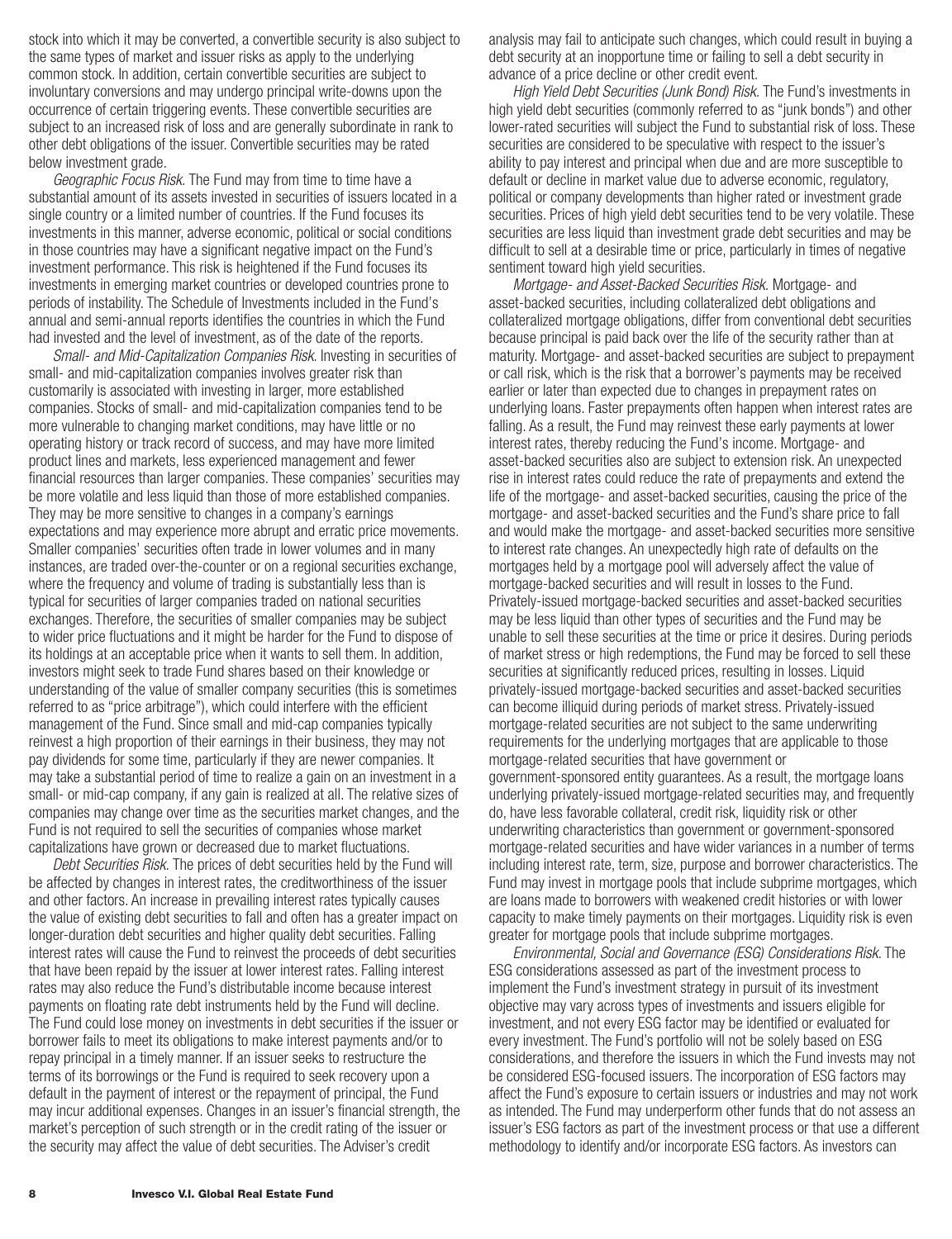stock into which it may be converted, a convertible security is also subject to the same types of market and issuer risks as apply to the underlying common stock. In addition, certain convertible securities are subject to involuntary conversions and may undergo principal write-downs upon the occurrence of certain triggering events. These convertible securities are subject to an increased risk of loss and are generally subordinate in rank to other debt obligations of the issuer. Convertible securities may be rated below investment grade.

*Geographic Focus Risk.* The Fund may from time to time have a substantial amount of its assets invested in securities of issuers located in a single country or a limited number of countries. If the Fund focuses its investments in this manner, adverse economic, political or social conditions in those countries may have a significant negative impact on the Fund's investment performance. This risk is heightened if the Fund focuses its investments in emerging market countries or developed countries prone to periods of instability. The Schedule of Investments included in the Fund's annual and semi-annual reports identifies the countries in which the Fund had invested and the level of investment, as of the date of the reports.

*Small- and Mid-Capitalization Companies Risk.* Investing in securities of small- and mid-capitalization companies involves greater risk than customarily is associated with investing in larger, more established companies. Stocks of small- and mid-capitalization companies tend to be more vulnerable to changing market conditions, may have little or no operating history or track record of success, and may have more limited product lines and markets, less experienced management and fewer financial resources than larger companies. These companies' securities may be more volatile and less liquid than those of more established companies. They may be more sensitive to changes in a company's earnings expectations and may experience more abrupt and erratic price movements. Smaller companies' securities often trade in lower volumes and in many instances, are traded over-the-counter or on a regional securities exchange, where the frequency and volume of trading is substantially less than is typical for securities of larger companies traded on national securities exchanges. Therefore, the securities of smaller companies may be subject to wider price fluctuations and it might be harder for the Fund to dispose of its holdings at an acceptable price when it wants to sell them. In addition, investors might seek to trade Fund shares based on their knowledge or understanding of the value of smaller company securities (this is sometimes referred to as "price arbitrage"), which could interfere with the efficient management of the Fund. Since small and mid-cap companies typically reinvest a high proportion of their earnings in their business, they may not pay dividends for some time, particularly if they are newer companies. It may take a substantial period of time to realize a gain on an investment in a small- or mid-cap company, if any gain is realized at all. The relative sizes of companies may change over time as the securities market changes, and the Fund is not required to sell the securities of companies whose market capitalizations have grown or decreased due to market fluctuations.

*Debt Securities Risk.* The prices of debt securities held by the Fund will be affected by changes in interest rates, the creditworthiness of the issuer and other factors. An increase in prevailing interest rates typically causes the value of existing debt securities to fall and often has a greater impact on longer-duration debt securities and higher quality debt securities. Falling interest rates will cause the Fund to reinvest the proceeds of debt securities that have been repaid by the issuer at lower interest rates. Falling interest rates may also reduce the Fund's distributable income because interest payments on floating rate debt instruments held by the Fund will decline. The Fund could lose money on investments in debt securities if the issuer or borrower fails to meet its obligations to make interest payments and/or to repay principal in a timely manner. If an issuer seeks to restructure the terms of its borrowings or the Fund is required to seek recovery upon a default in the payment of interest or the repayment of principal, the Fund may incur additional expenses. Changes in an issuer's financial strength, the market's perception of such strength or in the credit rating of the issuer or the security may affect the value of debt securities. The Adviser's credit analysis may fail to anticipate such changes, which could result in buying a debt security at an inopportune time or failing to sell a debt security in advance of a price decline or other credit event.

*High Yield Debt Securities (Junk Bond) Risk.* The Fund's investments in high yield debt securities (commonly referred to as "junk bonds") and other lower-rated securities will subject the Fund to substantial risk of loss. These securities are considered to be speculative with respect to the issuer's ability to pay interest and principal when due and are more susceptible to default or decline in market value due to adverse economic, regulatory, political or company developments than higher rated or investment grade securities. Prices of high yield debt securities tend to be very volatile. These securities are less liquid than investment grade debt securities and may be difficult to sell at a desirable time or price, particularly in times of negative sentiment toward high yield securities.

*Mortgage- and Asset-Backed Securities Risk.* Mortgage- and asset-backed securities, including collateralized debt obligations and collateralized mortgage obligations, differ from conventional debt securities because principal is paid back over the life of the security rather than at maturity. Mortgage- and asset-backed securities are subject to prepayment or call risk, which is the risk that a borrower's payments may be received earlier or later than expected due to changes in prepayment rates on underlying loans. Faster prepayments often happen when interest rates are falling. As a result, the Fund may reinvest these early payments at lower interest rates, thereby reducing the Fund's income. Mortgage- and asset-backed securities also are subject to extension risk. An unexpected rise in interest rates could reduce the rate of prepayments and extend the life of the mortgage- and asset-backed securities, causing the price of the mortgage- and asset-backed securities and the Fund's share price to fall and would make the mortgage- and asset-backed securities more sensitive to interest rate changes. An unexpectedly high rate of defaults on the mortgages held by a mortgage pool will adversely affect the value of mortgage-backed securities and will result in losses to the Fund. Privately-issued mortgage-backed securities and asset-backed securities may be less liquid than other types of securities and the Fund may be unable to sell these securities at the time or price it desires. During periods of market stress or high redemptions, the Fund may be forced to sell these securities at significantly reduced prices, resulting in losses. Liquid privately-issued mortgage-backed securities and asset-backed securities can become illiquid during periods of market stress. Privately-issued mortgage-related securities are not subject to the same underwriting requirements for the underlying mortgages that are applicable to those mortgage-related securities that have government or government-sponsored entity guarantees. As a result, the mortgage loans underlying privately-issued mortgage-related securities may, and frequently do, have less favorable collateral, credit risk, liquidity risk or other underwriting characteristics than government or government-sponsored mortgage-related securities and have wider variances in a number of terms including interest rate, term, size, purpose and borrower characteristics. The Fund may invest in mortgage pools that include subprime mortgages, which are loans made to borrowers with weakened credit histories or with lower capacity to make timely payments on their mortgages. Liquidity risk is even greater for mortgage pools that include subprime mortgages.

*Environmental, Social and Governance (ESG) Considerations Risk.* The ESG considerations assessed as part of the investment process to implement the Fund's investment strategy in pursuit of its investment objective may vary across types of investments and issuers eligible for investment, and not every ESG factor may be identified or evaluated for every investment. The Fund's portfolio will not be solely based on ESG considerations, and therefore the issuers in which the Fund invests may not be considered ESG-focused issuers. The incorporation of ESG factors may affect the Fund's exposure to certain issuers or industries and may not work as intended. The Fund may underperform other funds that do not assess an issuer's ESG factors as part of the investment process or that use a different methodology to identify and/or incorporate ESG factors. As investors can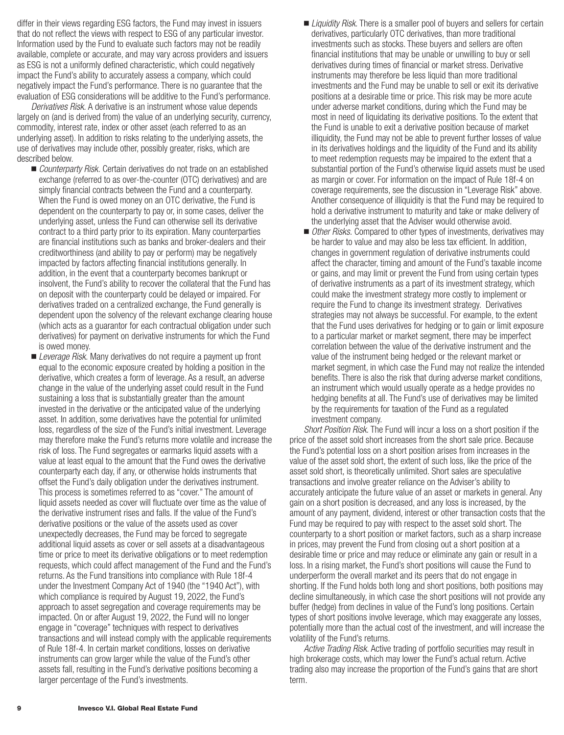differ in their views regarding ESG factors, the Fund may invest in issuers that do not reflect the views with respect to ESG of any particular investor. Information used by the Fund to evaluate such factors may not be readily available, complete or accurate, and may vary across providers and issuers as ESG is not a uniformly defined characteristic, which could negatively impact the Fund's ability to accurately assess a company, which could negatively impact the Fund's performance. There is no guarantee that the evaluation of ESG considerations will be additive to the Fund's performance.

*Derivatives Risk.* A derivative is an instrument whose value depends largely on (and is derived from) the value of an underlying security, currency, commodity, interest rate, index or other asset (each referred to as an underlying asset). In addition to risks relating to the underlying assets, the use of derivatives may include other, possibly greater, risks, which are described below.

- *Counterparty Risk.* Certain derivatives do not trade on an established exchange (referred to as over-the-counter (OTC) derivatives) and are simply financial contracts between the Fund and a counterparty. When the Fund is owed money on an OTC derivative, the Fund is dependent on the counterparty to pay or, in some cases, deliver the underlying asset, unless the Fund can otherwise sell its derivative contract to a third party prior to its expiration. Many counterparties are financial institutions such as banks and broker-dealers and their creditworthiness (and ability to pay or perform) may be negatively impacted by factors affecting financial institutions generally. In addition, in the event that a counterparty becomes bankrupt or insolvent, the Fund's ability to recover the collateral that the Fund has on deposit with the counterparty could be delayed or impaired. For derivatives traded on a centralized exchange, the Fund generally is dependent upon the solvency of the relevant exchange clearing house (which acts as a guarantor for each contractual obligation under such derivatives) for payment on derivative instruments for which the Fund is owed money.
- *Leverage Risk.* Many derivatives do not require a payment up front equal to the economic exposure created by holding a position in the derivative, which creates a form of leverage. As a result, an adverse change in the value of the underlying asset could result in the Fund sustaining a loss that is substantially greater than the amount invested in the derivative or the anticipated value of the underlying asset. In addition, some derivatives have the potential for unlimited loss, regardless of the size of the Fund's initial investment. Leverage may therefore make the Fund's returns more volatile and increase the risk of loss. The Fund segregates or earmarks liquid assets with a value at least equal to the amount that the Fund owes the derivative counterparty each day, if any, or otherwise holds instruments that offset the Fund's daily obligation under the derivatives instrument. This process is sometimes referred to as "cover." The amount of liquid assets needed as cover will fluctuate over time as the value of the derivative instrument rises and falls. If the value of the Fund's derivative positions or the value of the assets used as cover unexpectedly decreases, the Fund may be forced to segregate additional liquid assets as cover or sell assets at a disadvantageous time or price to meet its derivative obligations or to meet redemption requests, which could affect management of the Fund and the Fund's returns. As the Fund transitions into compliance with Rule 18f-4 under the Investment Company Act of 1940 (the "1940 Act"), with which compliance is required by August 19, 2022, the Fund's approach to asset segregation and coverage requirements may be impacted. On or after August 19, 2022, the Fund will no longer engage in "coverage" techniques with respect to derivatives transactions and will instead comply with the applicable requirements of Rule 18f-4. In certain market conditions, losses on derivative instruments can grow larger while the value of the Fund's other assets fall, resulting in the Fund's derivative positions becoming a larger percentage of the Fund's investments.
- *Liquidity Risk.* There is a smaller pool of buyers and sellers for certain derivatives, particularly OTC derivatives, than more traditional investments such as stocks. These buyers and sellers are often financial institutions that may be unable or unwilling to buy or sell derivatives during times of financial or market stress. Derivative instruments may therefore be less liquid than more traditional investments and the Fund may be unable to sell or exit its derivative positions at a desirable time or price. This risk may be more acute under adverse market conditions, during which the Fund may be most in need of liquidating its derivative positions. To the extent that the Fund is unable to exit a derivative position because of market illiquidity, the Fund may not be able to prevent further losses of value in its derivatives holdings and the liquidity of the Fund and its ability to meet redemption requests may be impaired to the extent that a substantial portion of the Fund's otherwise liquid assets must be used as margin or cover. For information on the impact of Rule 18f-4 on coverage requirements, see the discussion in "Leverage Risk" above. Another consequence of illiquidity is that the Fund may be required to hold a derivative instrument to maturity and take or make delivery of the underlying asset that the Adviser would otherwise avoid.
- *Other Risks.* Compared to other types of investments, derivatives may be harder to value and may also be less tax efficient. In addition, changes in government regulation of derivative instruments could affect the character, timing and amount of the Fund's taxable income or gains, and may limit or prevent the Fund from using certain types of derivative instruments as a part of its investment strategy, which could make the investment strategy more costly to implement or require the Fund to change its investment strategy. Derivatives strategies may not always be successful. For example, to the extent that the Fund uses derivatives for hedging or to gain or limit exposure to a particular market or market segment, there may be imperfect correlation between the value of the derivative instrument and the value of the instrument being hedged or the relevant market or market segment, in which case the Fund may not realize the intended benefits. There is also the risk that during adverse market conditions, an instrument which would usually operate as a hedge provides no hedging benefits at all. The Fund's use of derivatives may be limited by the requirements for taxation of the Fund as a regulated investment company.

*Short Position Risk.* The Fund will incur a loss on a short position if the price of the asset sold short increases from the short sale price. Because the Fund's potential loss on a short position arises from increases in the value of the asset sold short, the extent of such loss, like the price of the asset sold short, is theoretically unlimited. Short sales are speculative transactions and involve greater reliance on the Adviser's ability to accurately anticipate the future value of an asset or markets in general. Any gain on a short position is decreased, and any loss is increased, by the amount of any payment, dividend, interest or other transaction costs that the Fund may be required to pay with respect to the asset sold short. The counterparty to a short position or market factors, such as a sharp increase in prices, may prevent the Fund from closing out a short position at a desirable time or price and may reduce or eliminate any gain or result in a loss. In a rising market, the Fund's short positions will cause the Fund to underperform the overall market and its peers that do not engage in shorting. If the Fund holds both long and short positions, both positions may decline simultaneously, in which case the short positions will not provide any buffer (hedge) from declines in value of the Fund's long positions. Certain types of short positions involve leverage, which may exaggerate any losses, potentially more than the actual cost of the investment, and will increase the volatility of the Fund's returns.

*Active Trading Risk.* Active trading of portfolio securities may result in high brokerage costs, which may lower the Fund's actual return. Active trading also may increase the proportion of the Fund's gains that are short term.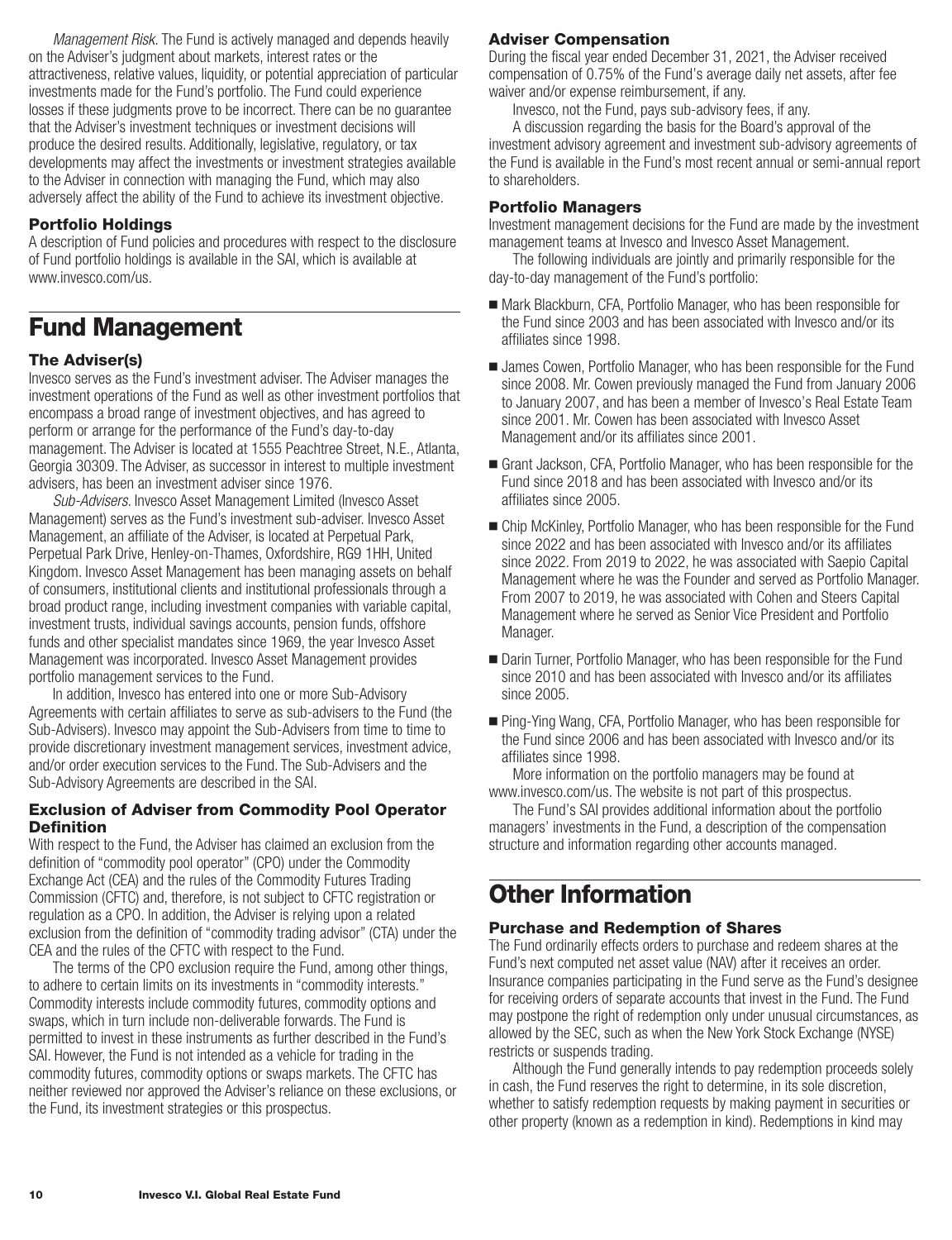*Management Risk*. The Fund is actively managed and depends heavily on the Adviser's judgment about markets, interest rates or the attractiveness, relative values, liquidity, or potential appreciation of particular investments made for the Fund's portfolio. The Fund could experience losses if these judgments prove to be incorrect. There can be no guarantee that the Adviser's investment techniques or investment decisions will produce the desired results. Additionally, legislative, regulatory, or tax developments may affect the investments or investment strategies available to the Adviser in connection with managing the Fund, which may also adversely affect the ability of the Fund to achieve its investment objective.

### Portfolio Holdings

A description of Fund policies and procedures with respect to the disclosure of Fund portfolio holdings is available in the SAI, which is available at www.invesco.com/us.

## Fund Management

### The Adviser(s)

Invesco serves as the Fund's investment adviser. The Adviser manages the investment operations of the Fund as well as other investment portfolios that encompass a broad range of investment objectives, and has agreed to perform or arrange for the performance of the Fund's day-to-day management. The Adviser is located at 1555 Peachtree Street, N.E., Atlanta, Georgia 30309. The Adviser, as successor in interest to multiple investment advisers, has been an investment adviser since 1976.

*Sub-Advisers.* Invesco Asset Management Limited (Invesco Asset Management) serves as the Fund's investment sub-adviser. Invesco Asset Management, an affiliate of the Adviser, is located at Perpetual Park, Perpetual Park Drive, Henley-on-Thames, Oxfordshire, RG9 1HH, United Kingdom. Invesco Asset Management has been managing assets on behalf of consumers, institutional clients and institutional professionals through a broad product range, including investment companies with variable capital, investment trusts, individual savings accounts, pension funds, offshore funds and other specialist mandates since 1969, the year Invesco Asset Management was incorporated. Invesco Asset Management provides portfolio management services to the Fund.

In addition, Invesco has entered into one or more Sub-Advisory Agreements with certain affiliates to serve as sub-advisers to the Fund (the Sub-Advisers). Invesco may appoint the Sub-Advisers from time to time to provide discretionary investment management services, investment advice, and/or order execution services to the Fund. The Sub-Advisers and the Sub-Advisory Agreements are described in the SAI.

### Exclusion of Adviser from Commodity Pool Operator Definition

With respect to the Fund, the Adviser has claimed an exclusion from the definition of "commodity pool operator" (CPO) under the Commodity Exchange Act (CEA) and the rules of the Commodity Futures Trading Commission (CFTC) and, therefore, is not subject to CFTC registration or regulation as a CPO. In addition, the Adviser is relying upon a related exclusion from the definition of "commodity trading advisor" (CTA) under the CEA and the rules of the CFTC with respect to the Fund.

The terms of the CPO exclusion require the Fund, among other things, to adhere to certain limits on its investments in "commodity interests." Commodity interests include commodity futures, commodity options and swaps, which in turn include non-deliverable forwards. The Fund is permitted to invest in these instruments as further described in the Fund's SAI. However, the Fund is not intended as a vehicle for trading in the commodity futures, commodity options or swaps markets. The CFTC has neither reviewed nor approved the Adviser's reliance on these exclusions, or the Fund, its investment strategies or this prospectus.

### Adviser Compensation

During the fiscal year ended December 31, 2021, the Adviser received compensation of 0.75% of the Fund's average daily net assets, after fee waiver and/or expense reimbursement, if any.

Invesco, not the Fund, pays sub-advisory fees, if any.

A discussion regarding the basis for the Board's approval of the investment advisory agreement and investment sub-advisory agreements of the Fund is available in the Fund's most recent annual or semi-annual report to shareholders.

### Portfolio Managers

Investment management decisions for the Fund are made by the investment management teams at Invesco and Invesco Asset Management.

The following individuals are jointly and primarily responsible for the day-to-day management of the Fund's portfolio:

- Mark Blackburn, CFA, Portfolio Manager, who has been responsible for the Fund since 2003 and has been associated with Invesco and/or its affiliates since 1998.
- James Cowen, Portfolio Manager, who has been responsible for the Fund since 2008. Mr. Cowen previously managed the Fund from January 2006 to January 2007, and has been a member of Invesco's Real Estate Team since 2001. Mr. Cowen has been associated with Invesco Asset Management and/or its affiliates since 2001.
- Grant Jackson, CFA, Portfolio Manager, who has been responsible for the Fund since 2018 and has been associated with Invesco and/or its affiliates since 2005.
- Chip McKinley, Portfolio Manager, who has been responsible for the Fund since 2022 and has been associated with Invesco and/or its affiliates since 2022. From 2019 to 2022, he was associated with Saepio Capital Management where he was the Founder and served as Portfolio Manager. From 2007 to 2019, he was associated with Cohen and Steers Capital Management where he served as Senior Vice President and Portfolio Manager.
- Darin Turner, Portfolio Manager, who has been responsible for the Fund since 2010 and has been associated with Invesco and/or its affiliates since 2005.
- Ping-Ying Wang, CFA, Portfolio Manager, who has been responsible for the Fund since 2006 and has been associated with Invesco and/or its affiliates since 1998.

More information on the portfolio managers may be found at www.invesco.com/us. The website is not part of this prospectus.

The Fund's SAI provides additional information about the portfolio managers' investments in the Fund, a description of the compensation structure and information regarding other accounts managed.

## Other Information

### Purchase and Redemption of Shares

The Fund ordinarily effects orders to purchase and redeem shares at the Fund's next computed net asset value (NAV) after it receives an order. Insurance companies participating in the Fund serve as the Fund's designee for receiving orders of separate accounts that invest in the Fund. The Fund may postpone the right of redemption only under unusual circumstances, as allowed by the SEC, such as when the New York Stock Exchange (NYSE) restricts or suspends trading.

Although the Fund generally intends to pay redemption proceeds solely in cash, the Fund reserves the right to determine, in its sole discretion, whether to satisfy redemption requests by making payment in securities or other property (known as a redemption in kind). Redemptions in kind may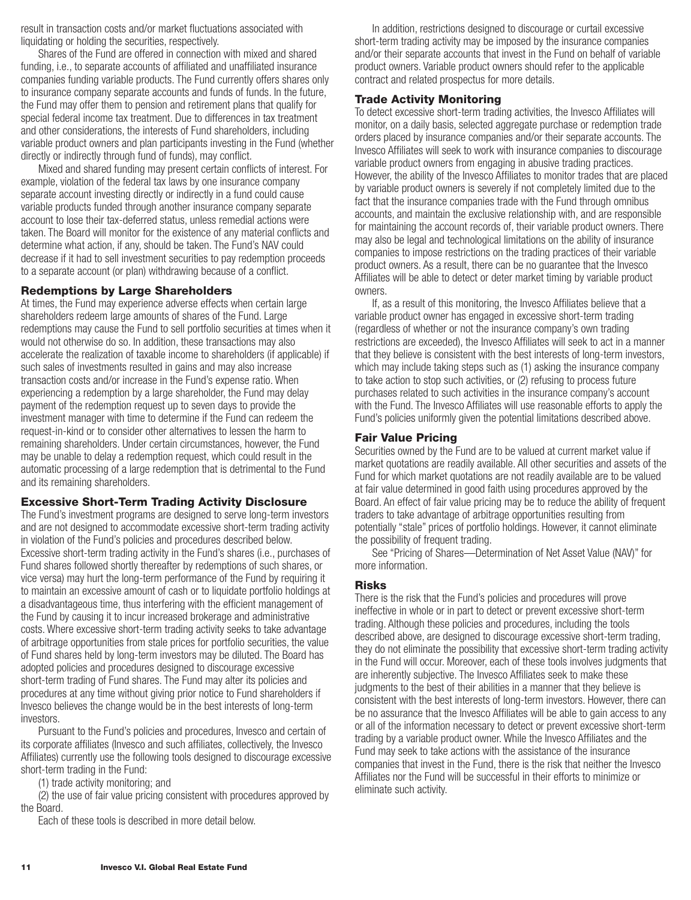result in transaction costs and/or market fluctuations associated with liquidating or holding the securities, respectively.

Shares of the Fund are offered in connection with mixed and shared funding, i.e., to separate accounts of affiliated and unaffiliated insurance companies funding variable products. The Fund currently offers shares only to insurance company separate accounts and funds of funds. In the future, the Fund may offer them to pension and retirement plans that qualify for special federal income tax treatment. Due to differences in tax treatment and other considerations, the interests of Fund shareholders, including variable product owners and plan participants investing in the Fund (whether directly or indirectly through fund of funds), may conflict.

Mixed and shared funding may present certain conflicts of interest. For example, violation of the federal tax laws by one insurance company separate account investing directly or indirectly in a fund could cause variable products funded through another insurance company separate account to lose their tax-deferred status, unless remedial actions were taken. The Board will monitor for the existence of any material conflicts and determine what action, if any, should be taken. The Fund's NAV could decrease if it had to sell investment securities to pay redemption proceeds to a separate account (or plan) withdrawing because of a conflict.

## Redemptions by Large Shareholders

At times, the Fund may experience adverse effects when certain large shareholders redeem large amounts of shares of the Fund. Large redemptions may cause the Fund to sell portfolio securities at times when it would not otherwise do so. In addition, these transactions may also accelerate the realization of taxable income to shareholders (if applicable) if such sales of investments resulted in gains and may also increase transaction costs and/or increase in the Fund's expense ratio. When experiencing a redemption by a large shareholder, the Fund may delay payment of the redemption request up to seven days to provide the investment manager with time to determine if the Fund can redeem the request-in-kind or to consider other alternatives to lessen the harm to remaining shareholders. Under certain circumstances, however, the Fund may be unable to delay a redemption request, which could result in the automatic processing of a large redemption that is detrimental to the Fund and its remaining shareholders.

## Excessive Short-Term Trading Activity Disclosure

The Fund's investment programs are designed to serve long-term investors and are not designed to accommodate excessive short-term trading activity in violation of the Fund's policies and procedures described below. Excessive short-term trading activity in the Fund's shares (i.e., purchases of Fund shares followed shortly thereafter by redemptions of such shares, or vice versa) may hurt the long-term performance of the Fund by requiring it to maintain an excessive amount of cash or to liquidate portfolio holdings at a disadvantageous time, thus interfering with the efficient management of the Fund by causing it to incur increased brokerage and administrative costs. Where excessive short-term trading activity seeks to take advantage of arbitrage opportunities from stale prices for portfolio securities, the value of Fund shares held by long-term investors may be diluted. The Board has adopted policies and procedures designed to discourage excessive short-term trading of Fund shares. The Fund may alter its policies and procedures at any time without giving prior notice to Fund shareholders if Invesco believes the change would be in the best interests of long-term investors.

Pursuant to the Fund's policies and procedures, Invesco and certain of its corporate affiliates (Invesco and such affiliates, collectively, the Invesco Affiliates) currently use the following tools designed to discourage excessive short-term trading in the Fund:

(1) trade activity monitoring; and

(2) the use of fair value pricing consistent with procedures approved by the Board.

Each of these tools is described in more detail below.

In addition, restrictions designed to discourage or curtail excessive short-term trading activity may be imposed by the insurance companies and/or their separate accounts that invest in the Fund on behalf of variable product owners. Variable product owners should refer to the applicable contract and related prospectus for more details.

## Trade Activity Monitoring

To detect excessive short-term trading activities, the Invesco Affiliates will monitor, on a daily basis, selected aggregate purchase or redemption trade orders placed by insurance companies and/or their separate accounts. The Invesco Affiliates will seek to work with insurance companies to discourage variable product owners from engaging in abusive trading practices. However, the ability of the Invesco Affiliates to monitor trades that are placed by variable product owners is severely if not completely limited due to the fact that the insurance companies trade with the Fund through omnibus accounts, and maintain the exclusive relationship with, and are responsible for maintaining the account records of, their variable product owners. There may also be legal and technological limitations on the ability of insurance companies to impose restrictions on the trading practices of their variable product owners. As a result, there can be no guarantee that the Invesco Affiliates will be able to detect or deter market timing by variable product owners.

If, as a result of this monitoring, the Invesco Affiliates believe that a variable product owner has engaged in excessive short-term trading (regardless of whether or not the insurance company's own trading restrictions are exceeded), the Invesco Affiliates will seek to act in a manner that they believe is consistent with the best interests of long-term investors, which may include taking steps such as (1) asking the insurance company to take action to stop such activities, or (2) refusing to process future purchases related to such activities in the insurance company's account with the Fund. The Invesco Affiliates will use reasonable efforts to apply the Fund's policies uniformly given the potential limitations described above.

## Fair Value Pricing

Securities owned by the Fund are to be valued at current market value if market quotations are readily available. All other securities and assets of the Fund for which market quotations are not readily available are to be valued at fair value determined in good faith using procedures approved by the Board. An effect of fair value pricing may be to reduce the ability of frequent traders to take advantage of arbitrage opportunities resulting from potentially "stale" prices of portfolio holdings. However, it cannot eliminate the possibility of frequent trading.

See "Pricing of Shares—Determination of Net Asset Value (NAV)" for more information.

## Risks

There is the risk that the Fund's policies and procedures will prove ineffective in whole or in part to detect or prevent excessive short-term trading. Although these policies and procedures, including the tools described above, are designed to discourage excessive short-term trading, they do not eliminate the possibility that excessive short-term trading activity in the Fund will occur. Moreover, each of these tools involves judgments that are inherently subjective. The Invesco Affiliates seek to make these judgments to the best of their abilities in a manner that they believe is consistent with the best interests of long-term investors. However, there can be no assurance that the Invesco Affiliates will be able to gain access to any or all of the information necessary to detect or prevent excessive short-term trading by a variable product owner. While the Invesco Affiliates and the Fund may seek to take actions with the assistance of the insurance companies that invest in the Fund, there is the risk that neither the Invesco Affiliates nor the Fund will be successful in their efforts to minimize or eliminate such activity.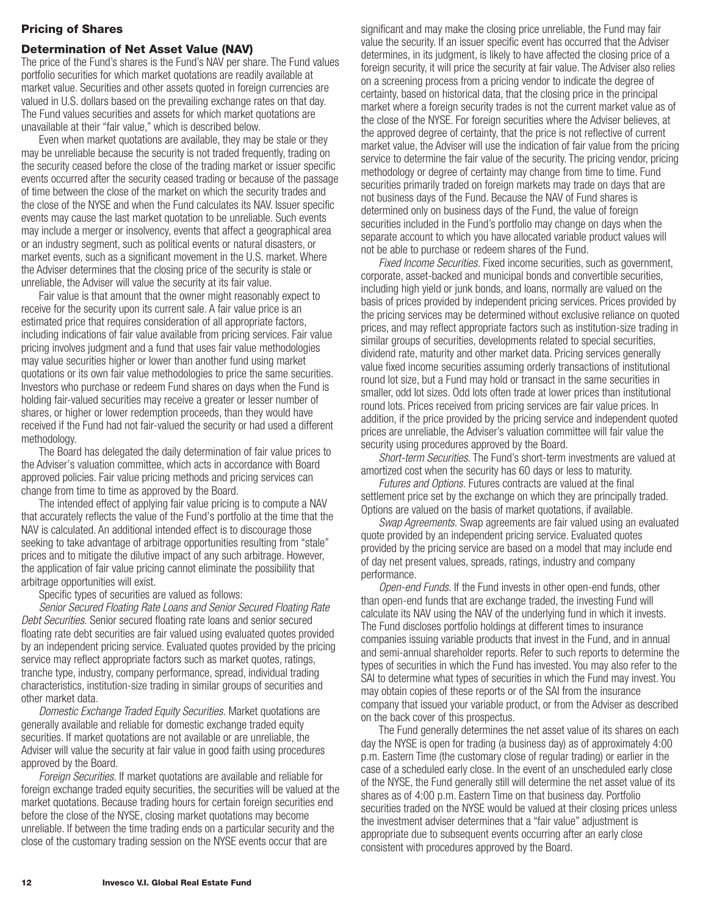## Pricing of Shares

### Determination of Net Asset Value (NAV)

The price of the Fund's shares is the Fund's NAV per share. The Fund values portfolio securities for which market quotations are readily available at market value. Securities and other assets quoted in foreign currencies are valued in U.S. dollars based on the prevailing exchange rates on that day. The Fund values securities and assets for which market quotations are unavailable at their "fair value," which is described below.

Even when market quotations are available, they may be stale or they may be unreliable because the security is not traded frequently, trading on the security ceased before the close of the trading market or issuer specific events occurred after the security ceased trading or because of the passage of time between the close of the market on which the security trades and the close of the NYSE and when the Fund calculates its NAV. Issuer specific events may cause the last market quotation to be unreliable. Such events may include a merger or insolvency, events that affect a geographical area or an industry segment, such as political events or natural disasters, or market events, such as a significant movement in the U.S. market. Where the Adviser determines that the closing price of the security is stale or unreliable, the Adviser will value the security at its fair value.

Fair value is that amount that the owner might reasonably expect to receive for the security upon its current sale. A fair value price is an estimated price that requires consideration of all appropriate factors, including indications of fair value available from pricing services. Fair value pricing involves judgment and a fund that uses fair value methodologies may value securities higher or lower than another fund using market quotations or its own fair value methodologies to price the same securities. Investors who purchase or redeem Fund shares on days when the Fund is holding fair-valued securities may receive a greater or lesser number of shares, or higher or lower redemption proceeds, than they would have received if the Fund had not fair-valued the security or had used a different methodology.

The Board has delegated the daily determination of fair value prices to the Adviser's valuation committee, which acts in accordance with Board approved policies. Fair value pricing methods and pricing services can change from time to time as approved by the Board.

The intended effect of applying fair value pricing is to compute a NAV that accurately reflects the value of the Fund's portfolio at the time that the NAV is calculated. An additional intended effect is to discourage those seeking to take advantage of arbitrage opportunities resulting from "stale" prices and to mitigate the dilutive impact of any such arbitrage. However, the application of fair value pricing cannot eliminate the possibility that arbitrage opportunities will exist.

Specific types of securities are valued as follows:

*Senior Secured Floating Rate Loans and Senior Secured Floating Rate Debt Securities.* Senior secured floating rate loans and senior secured floating rate debt securities are fair valued using evaluated quotes provided by an independent pricing service. Evaluated quotes provided by the pricing service may reflect appropriate factors such as market quotes, ratings, tranche type, industry, company performance, spread, individual trading characteristics, institution-size trading in similar groups of securities and other market data.

*Domestic Exchange Traded Equity Securities.* Market quotations are generally available and reliable for domestic exchange traded equity securities. If market quotations are not available or are unreliable, the Adviser will value the security at fair value in good faith using procedures approved by the Board.

*Foreign Securities.* If market quotations are available and reliable for foreign exchange traded equity securities, the securities will be valued at the market quotations. Because trading hours for certain foreign securities end before the close of the NYSE, closing market quotations may become unreliable. If between the time trading ends on a particular security and the close of the customary trading session on the NYSE events occur that are significant and may make the closing price unreliable, the Fund may fair value the security. If an issuer specific event has occurred that the Adviser determines, in its judgment, is likely to have affected the closing price of a foreign security, it will price the security at fair value. The Adviser also relies on a screening process from a pricing vendor to indicate the degree of certainty, based on historical data, that the closing price in the principal market where a foreign security trades is not the current market value as of the close of the NYSE. For foreign securities where the Adviser believes, at the approved degree of certainty, that the price is not reflective of current market value, the Adviser will use the indication of fair value from the pricing service to determine the fair value of the security. The pricing vendor, pricing methodology or degree of certainty may change from time to time. Fund securities primarily traded on foreign markets may trade on days that are not business days of the Fund. Because the NAV of Fund shares is determined only on business days of the Fund, the value of foreign securities included in the Fund's portfolio may change on days when the separate account to which you have allocated variable product values will not be able to purchase or redeem shares of the Fund.

*Fixed Income Securities.* Fixed income securities, such as government, corporate, asset-backed and municipal bonds and convertible securities, including high yield or junk bonds, and loans, normally are valued on the basis of prices provided by independent pricing services. Prices provided by the pricing services may be determined without exclusive reliance on quoted prices, and may reflect appropriate factors such as institution-size trading in similar groups of securities, developments related to special securities, dividend rate, maturity and other market data. Pricing services generally value fixed income securities assuming orderly transactions of institutional round lot size, but a Fund may hold or transact in the same securities in smaller, odd lot sizes. Odd lots often trade at lower prices than institutional round lots. Prices received from pricing services are fair value prices. In addition, if the price provided by the pricing service and independent quoted prices are unreliable, the Adviser's valuation committee will fair value the security using procedures approved by the Board.

*Short-term Securities.* The Fund's short-term investments are valued at amortized cost when the security has 60 days or less to maturity.

*Futures and Options.* Futures contracts are valued at the final settlement price set by the exchange on which they are principally traded. Options are valued on the basis of market quotations, if available.

*Swap Agreements.* Swap agreements are fair valued using an evaluated quote provided by an independent pricing service. Evaluated quotes provided by the pricing service are based on a model that may include end of day net present values, spreads, ratings, industry and company performance.

*Open-end Funds.* If the Fund invests in other open-end funds, other than open-end funds that are exchange traded, the investing Fund will calculate its NAV using the NAV of the underlying fund in which it invests. The Fund discloses portfolio holdings at different times to insurance companies issuing variable products that invest in the Fund, and in annual and semi-annual shareholder reports. Refer to such reports to determine the types of securities in which the Fund has invested. You may also refer to the SAI to determine what types of securities in which the Fund may invest. You may obtain copies of these reports or of the SAI from the insurance company that issued your variable product, or from the Adviser as described on the back cover of this prospectus.

The Fund generally determines the net asset value of its shares on each day the NYSE is open for trading (a business day) as of approximately 4:00 p.m. Eastern Time (the customary close of regular trading) or earlier in the case of a scheduled early close. In the event of an unscheduled early close of the NYSE, the Fund generally still will determine the net asset value of its shares as of 4:00 p.m. Eastern Time on that business day. Portfolio securities traded on the NYSE would be valued at their closing prices unless the investment adviser determines that a "fair value" adjustment is appropriate due to subsequent events occurring after an early close consistent with procedures approved by the Board.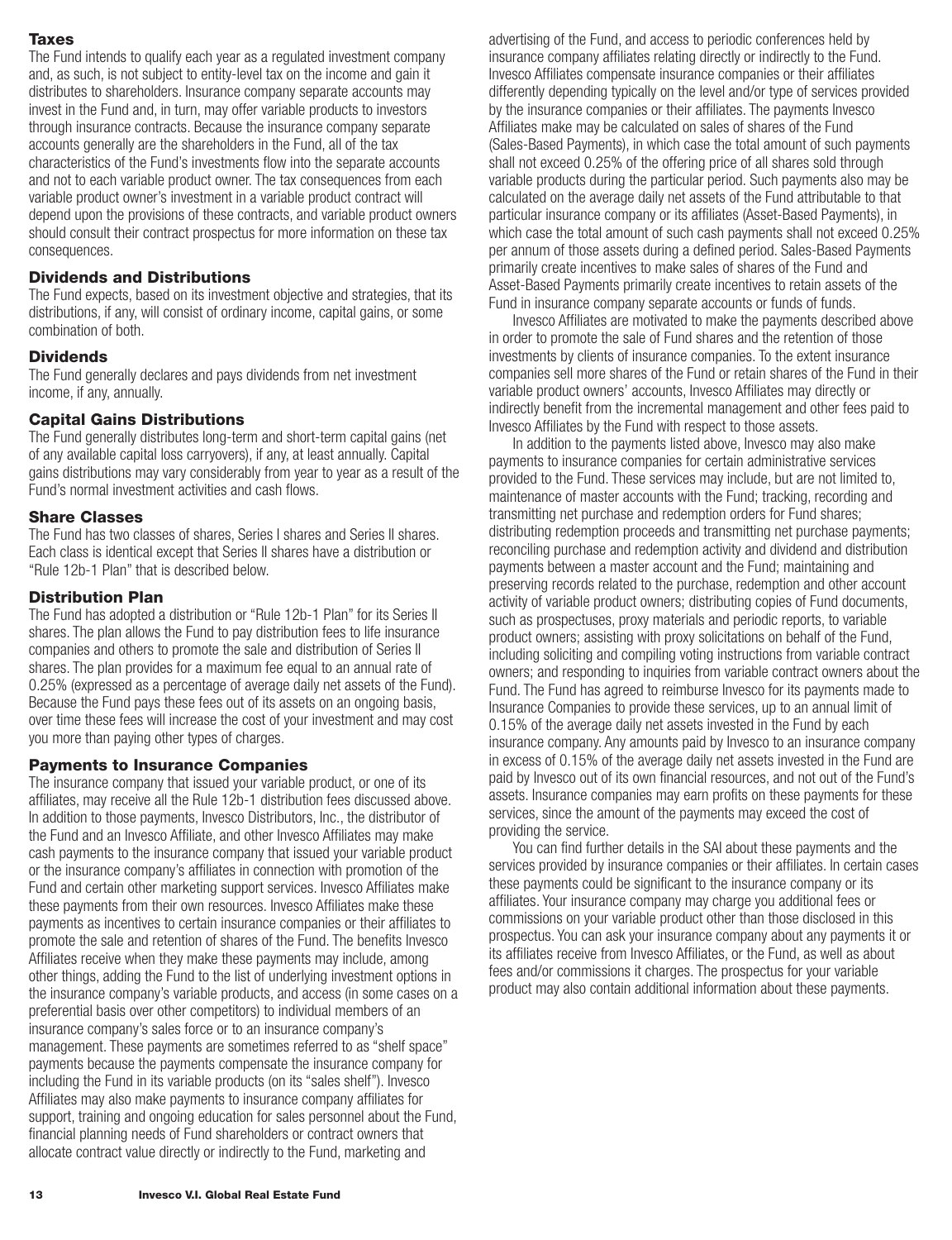### Taxes

The Fund intends to qualify each year as a regulated investment company and, as such, is not subject to entity-level tax on the income and gain it distributes to shareholders. Insurance company separate accounts may invest in the Fund and, in turn, may offer variable products to investors through insurance contracts. Because the insurance company separate accounts generally are the shareholders in the Fund, all of the tax characteristics of the Fund's investments flow into the separate accounts and not to each variable product owner. The tax consequences from each variable product owner's investment in a variable product contract will depend upon the provisions of these contracts, and variable product owners should consult their contract prospectus for more information on these tax consequences.

### Dividends and Distributions

The Fund expects, based on its investment objective and strategies, that its distributions, if any, will consist of ordinary income, capital gains, or some combination of both.

### Dividends

The Fund generally declares and pays dividends from net investment income, if any, annually.

### Capital Gains Distributions

The Fund generally distributes long-term and short-term capital gains (net of any available capital loss carryovers), if any, at least annually. Capital gains distributions may vary considerably from year to year as a result of the Fund's normal investment activities and cash flows.

### Share Classes

The Fund has two classes of shares, Series I shares and Series II shares. Each class is identical except that Series II shares have a distribution or "Rule 12b-1 Plan" that is described below.

### Distribution Plan

The Fund has adopted a distribution or "Rule 12b-1 Plan" for its Series II shares. The plan allows the Fund to pay distribution fees to life insurance companies and others to promote the sale and distribution of Series II shares. The plan provides for a maximum fee equal to an annual rate of 0.25% (expressed as a percentage of average daily net assets of the Fund). Because the Fund pays these fees out of its assets on an ongoing basis, over time these fees will increase the cost of your investment and may cost you more than paying other types of charges.

### Payments to Insurance Companies

The insurance company that issued your variable product, or one of its affiliates, may receive all the Rule 12b-1 distribution fees discussed above. In addition to those payments, Invesco Distributors, Inc., the distributor of the Fund and an Invesco Affiliate, and other Invesco Affiliates may make cash payments to the insurance company that issued your variable product or the insurance company's affiliates in connection with promotion of the Fund and certain other marketing support services. Invesco Affiliates make these payments from their own resources. Invesco Affiliates make these payments as incentives to certain insurance companies or their affiliates to promote the sale and retention of shares of the Fund. The benefits Invesco Affiliates receive when they make these payments may include, among other things, adding the Fund to the list of underlying investment options in the insurance company's variable products, and access (in some cases on a preferential basis over other competitors) to individual members of an insurance company's sales force or to an insurance company's management. These payments are sometimes referred to as "shelf space" payments because the payments compensate the insurance company for including the Fund in its variable products (on its "sales shelf"). Invesco Affiliates may also make payments to insurance company affiliates for support, training and ongoing education for sales personnel about the Fund, financial planning needs of Fund shareholders or contract owners that allocate contract value directly or indirectly to the Fund, marketing and advertising of the Fund, and access to periodic conferences held by insurance company affiliates relating directly or indirectly to the Fund. Invesco Affiliates compensate insurance companies or their affiliates differently depending typically on the level and/or type of services provided by the insurance companies or their affiliates. The payments Invesco Affiliates make may be calculated on sales of shares of the Fund (Sales-Based Payments), in which case the total amount of such payments shall not exceed 0.25% of the offering price of all shares sold through variable products during the particular period. Such payments also may be calculated on the average daily net assets of the Fund attributable to that particular insurance company or its affiliates (Asset-Based Payments), in which case the total amount of such cash payments shall not exceed 0.25% per annum of those assets during a defined period. Sales-Based Payments primarily create incentives to make sales of shares of the Fund and Asset-Based Payments primarily create incentives to retain assets of the Fund in insurance company separate accounts or funds of funds.

Invesco Affiliates are motivated to make the payments described above in order to promote the sale of Fund shares and the retention of those investments by clients of insurance companies. To the extent insurance companies sell more shares of the Fund or retain shares of the Fund in their variable product owners' accounts, Invesco Affiliates may directly or indirectly benefit from the incremental management and other fees paid to Invesco Affiliates by the Fund with respect to those assets.

In addition to the payments listed above, Invesco may also make payments to insurance companies for certain administrative services provided to the Fund. These services may include, but are not limited to, maintenance of master accounts with the Fund; tracking, recording and transmitting net purchase and redemption orders for Fund shares; distributing redemption proceeds and transmitting net purchase payments; reconciling purchase and redemption activity and dividend and distribution payments between a master account and the Fund; maintaining and preserving records related to the purchase, redemption and other account activity of variable product owners; distributing copies of Fund documents, such as prospectuses, proxy materials and periodic reports, to variable product owners; assisting with proxy solicitations on behalf of the Fund, including soliciting and compiling voting instructions from variable contract owners; and responding to inquiries from variable contract owners about the Fund. The Fund has agreed to reimburse Invesco for its payments made to Insurance Companies to provide these services, up to an annual limit of 0.15% of the average daily net assets invested in the Fund by each insurance company. Any amounts paid by Invesco to an insurance company in excess of 0.15% of the average daily net assets invested in the Fund are paid by Invesco out of its own financial resources, and not out of the Fund's assets. Insurance companies may earn profits on these payments for these services, since the amount of the payments may exceed the cost of providing the service.

You can find further details in the SAI about these payments and the services provided by insurance companies or their affiliates. In certain cases these payments could be significant to the insurance company or its affiliates. Your insurance company may charge you additional fees or commissions on your variable product other than those disclosed in this prospectus. You can ask your insurance company about any payments it or its affiliates receive from Invesco Affiliates, or the Fund, as well as about fees and/or commissions it charges. The prospectus for your variable product may also contain additional information about these payments.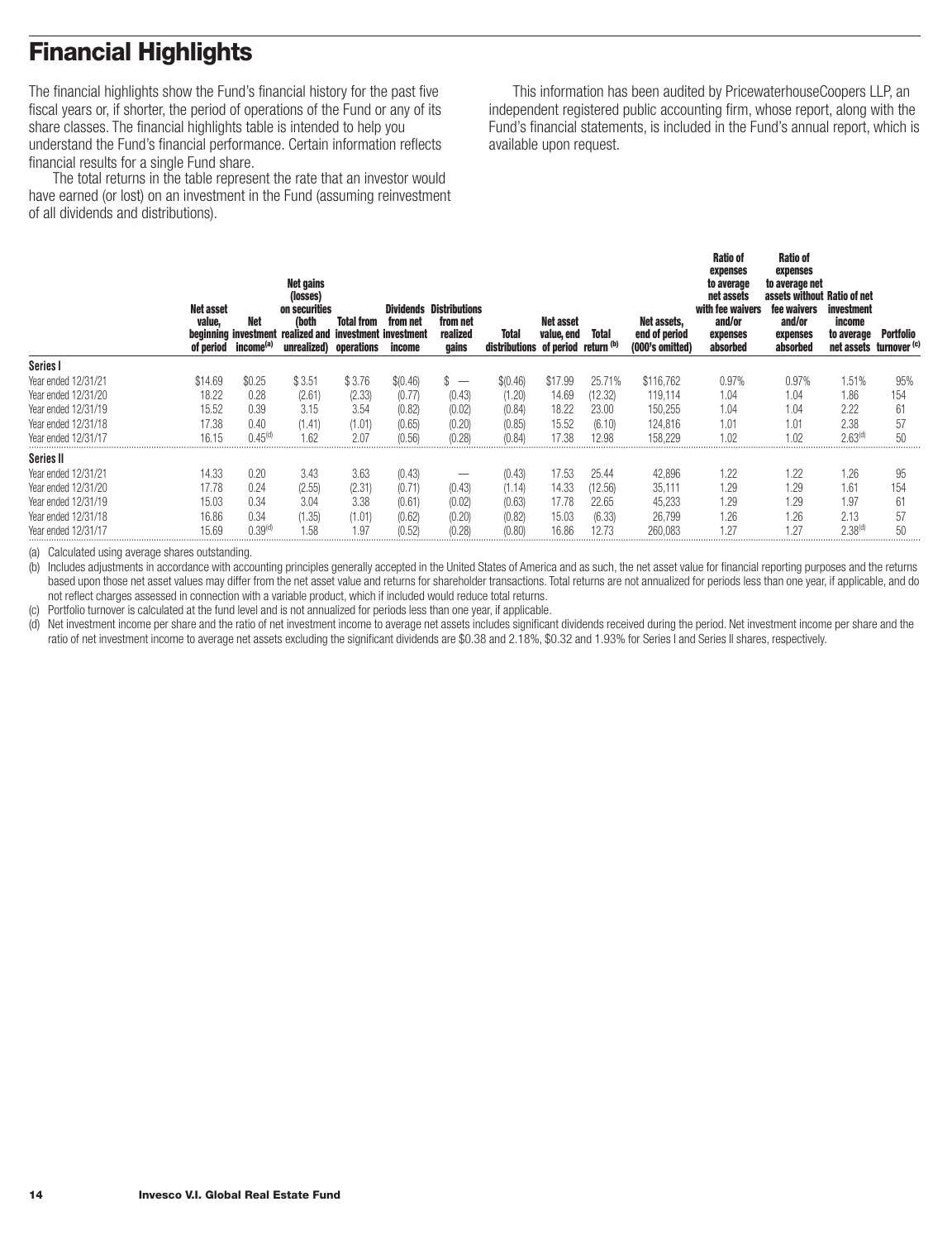# Financial Highlights

The financial highlights show the Fund's financial history for the past five fiscal years or, if shorter, the period of operations of the Fund or any of its share classes. The financial highlights table is intended to help you understand the Fund's financial performance. Certain information reflects financial results for a single Fund share.

The total returns in the table represent the rate that an investor would have earned (or lost) on an investment in the Fund (assuming reinvestment of all dividends and distributions).

This information has been audited by PricewaterhouseCoopers LLP, an independent registered public accounting firm, whose report, along with the Fund's financial statements, is included in the Fund's annual report, which is available upon request.

| | Net asset value, beginning of period | Net investment income[(a)] | Net gains (losses) on securities (both realized and unrealized) | Total from investment operations | Dividends from net investment income | Distributions from net realized gains | Total distributions | Net asset value, end of period | Total return[(b)] | Net assets, end of period (000's omitted) | Ratio of expenses to average net assets with fee waivers and/or expenses absorbed | Ratio of expenses to average net assets without fee waivers and/or expenses absorbed | Ratio of net investment income to average net assets | Portfolio turnover[(c)] |
|---|---|---|---|---|---|---|---|---|---|---|---|---|---|---|
| **Series I** | | | | | | | | | | | | | | |
| Year ended 12/31/21 | $14.69 | $0.25 | $ 3.51 | $ 3.76 | $(0.46) | $ — | $(0.46) | $17.99 | 25.71% | $116,762 | 0.97% | 0.97% | 1.51% | 95% |
| Year ended 12/31/20 | 18.22 | 0.28 | (2.61) | (2.33) | (0.77) | (0.43) | (1.20) | 14.69 | (12.32) | 119,114 | 1.04 | 1.04 | 1.86 | 154 |
| Year ended 12/31/19 | 15.52 | 0.39 | 3.15 | 3.54 | (0.82) | (0.02) | (0.84) | 18.22 | 23.00 | 150,255 | 1.04 | 1.04 | 2.22 | 61 |
| Year ended 12/31/18 | 17.38 | 0.40 | (1.41) | (1.01) | (0.65) | (0.20) | (0.85) | 15.52 | (6.10) | 124,816 | 1.01 | 1.01 | 2.38 | 57 |
| Year ended 12/31/17 | 16.15 | 0.45[(d)] | 1.62 | 2.07 | (0.56) | (0.28) | (0.84) | 17.38 | 12.98 | 158,229 | 1.02 | 1.02 | 2.63[(d)] | 50 |
| **Series II** | | | | | | | | | | | | | | |
| Year ended 12/31/21 | 14.33 | 0.20 | 3.43 | 3.63 | (0.43) | — | (0.43) | 17.53 | 25.44 | 42,896 | 1.22 | 1.22 | 1.26 | 95 |
| Year ended 12/31/20 | 17.78 | 0.24 | (2.55) | (2.31) | (0.71) | (0.43) | (1.14) | 14.33 | (12.56) | 35,111 | 1.29 | 1.29 | 1.61 | 154 |
| Year ended 12/31/19 | 15.03 | 0.34 | 3.04 | 3.38 | (0.61) | (0.02) | (0.63) | 17.78 | 22.65 | 45,233 | 1.29 | 1.29 | 1.97 | 61 |
| Year ended 12/31/18 | 16.86 | 0.34 | (1.35) | (1.01) | (0.62) | (0.20) | (0.82) | 15.03 | (6.33) | 26,799 | 1.26 | 1.26 | 2.13 | 57 |
| Year ended 12/31/17 | 15.69 | 0.39[(d)] | 1.58 | 1.97 | (0.52) | (0.28) | (0.80) | 16.86 | 12.73 | 260,083 | 1.27 | 1.27 | 2.38[(d)] | 50 |

(a) Calculated using average shares outstanding.

(b) Includes adjustments in accordance with accounting principles generally accepted in the United States of America and as such, the net asset value for financial reporting purposes and the returns based upon those net asset values may differ from the net asset value and returns for shareholder transactions. Total returns are not annualized for periods less than one year, if applicable, and do not reflect charges assessed in connection with a variable product, which if included would reduce total returns.

(c) Portfolio turnover is calculated at the fund level and is not annualized for periods less than one year, if applicable.

(d) Net investment income per share and the ratio of net investment income to average net assets includes significant dividends received during the period. Net investment income per share and the ratio of net investment income to average net assets excluding the significant dividends are $0.38 and 2.18%, $0.32 and 1.93% for Series I and Series II shares, respectively.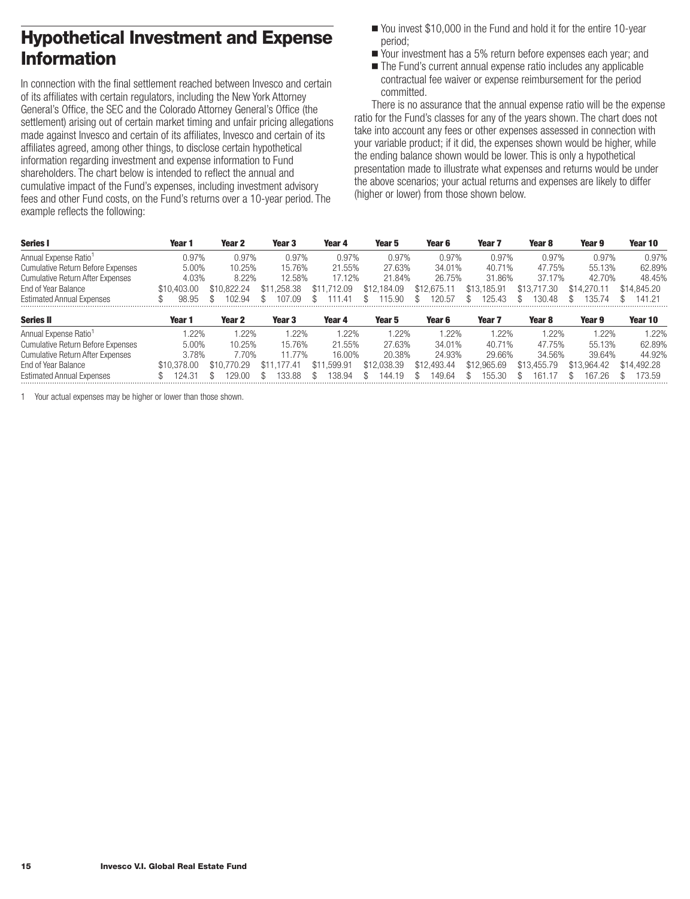## Hypothetical Investment and Expense Information

In connection with the final settlement reached between Invesco and certain of its affiliates with certain regulators, including the New York Attorney General's Office, the SEC and the Colorado Attorney General's Office (the settlement) arising out of certain market timing and unfair pricing allegations made against Invesco and certain of its affiliates, Invesco and certain of its affiliates agreed, among other things, to disclose certain hypothetical information regarding investment and expense information to Fund shareholders. The chart below is intended to reflect the annual and cumulative impact of the Fund's expenses, including investment advisory fees and other Fund costs, on the Fund's returns over a 10-year period. The example reflects the following:

- You invest $10,000 in the Fund and hold it for the entire 10-year period;
- Your investment has a 5% return before expenses each year; and
- The Fund's current annual expense ratio includes any applicable contractual fee waiver or expense reimbursement for the period committed.

There is no assurance that the annual expense ratio will be the expense ratio for the Fund's classes for any of the years shown. The chart does not take into account any fees or other expenses assessed in connection with your variable product; if it did, the expenses shown would be higher, while the ending balance shown would be lower. This is only a hypothetical presentation made to illustrate what expenses and returns would be under the above scenarios; your actual returns and expenses are likely to differ (higher or lower) from those shown below.

| Series I | Year 1 | Year 2 | Year 3 | Year 4 | Year 5 | Year 6 | Year 7 | Year 8 | Year 9 | Year 10 |
|---|---|---|---|---|---|---|---|---|---|---|
| Annual Expense Ratio[1] | 0.97% | 0.97% | 0.97% | 0.97% | 0.97% | 0.97% | 0.97% | 0.97% | 0.97% | 0.97% |
| Cumulative Return Before Expenses | 5.00% | 10.25% | 15.76% | 21.55% | 27.63% | 34.01% | 40.71% | 47.75% | 55.13% | 62.89% |
| Cumulative Return After Expenses | 4.03% | 8.22% | 12.58% | 17.12% | 21.84% | 26.75% | 31.86% | 37.17% | 42.70% | 48.45% |
| End of Year Balance | $10,403.00 | $10,822.24 | $11,258.38 | $11,712.09 | $12,184.09 | $12,675.11 | $13,185.91 | $13,717.30 | $14,270.11 | $14,845.20 |
| Estimated Annual Expenses | $ 98.95 | $ 102.94 | $ 107.09 | $ 111.41 | $ 115.90 | $ 120.57 | $ 125.43 | $ 130.48 | $ 135.74 | $ 141.21 |

| Series II | Year 1 | Year 2 | Year 3 | Year 4 | Year 5 | Year 6 | Year 7 | Year 8 | Year 9 | Year 10 |
|---|---|---|---|---|---|---|---|---|---|---|
| Annual Expense Ratio[1] | 1.22% | 1.22% | 1.22% | 1.22% | 1.22% | 1.22% | 1.22% | 1.22% | 1.22% | 1.22% |
| Cumulative Return Before Expenses | 5.00% | 10.25% | 15.76% | 21.55% | 27.63% | 34.01% | 40.71% | 47.75% | 55.13% | 62.89% |
| Cumulative Return After Expenses | 3.78% | 7.70% | 11.77% | 16.00% | 20.38% | 24.93% | 29.66% | 34.56% | 39.64% | 44.92% |
| End of Year Balance | $10,378.00 | $10,770.29 | $11,177.41 | $11,599.91 | $12,038.39 | $12,493.44 | $12,965.69 | $13,455.79 | $13,964.42 | $14,492.28 |
| Estimated Annual Expenses | $ 124.31 | $ 129.00 | $ 133.88 | $ 138.94 | $ 144.19 | $ 149.64 | $ 155.30 | $ 161.17 | $ 167.26 | $ 173.59 |

1 Your actual expenses may be higher or lower than those shown.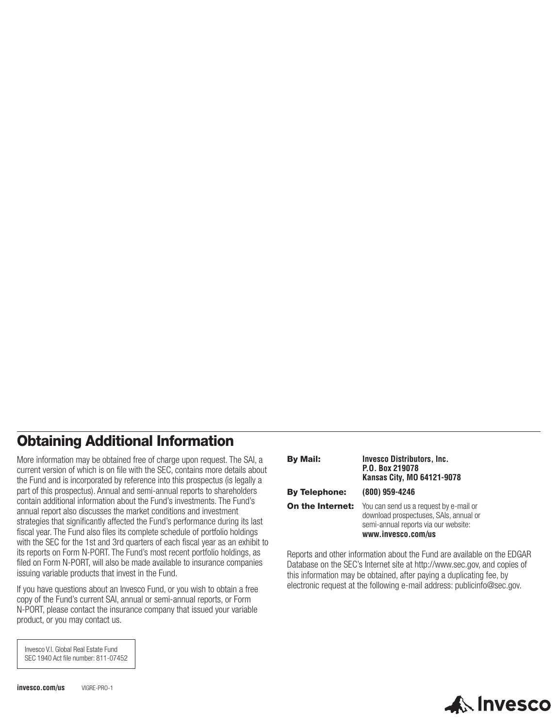## Obtaining Additional Information

More information may be obtained free of charge upon request. The SAI, a current version of which is on file with the SEC, contains more details about the Fund and is incorporated by reference into this prospectus (is legally a part of this prospectus). Annual and semi-annual reports to shareholders contain additional information about the Fund's investments. The Fund's annual report also discusses the market conditions and investment strategies that significantly affected the Fund's performance during its last fiscal year. The Fund also files its complete schedule of portfolio holdings with the SEC for the 1st and 3rd quarters of each fiscal year as an exhibit to its reports on Form N-PORT. The Fund's most recent portfolio holdings, as filed on Form N-PORT, will also be made available to insurance companies issuing variable products that invest in the Fund.

If you have questions about an Invesco Fund, or you wish to obtain a free copy of the Fund's current SAI, annual or semi-annual reports, or Form N-PORT, please contact the insurance company that issued your variable product, or you may contact us.

| | |
|---|---|
| **By Mail:** | **Invesco Distributors, Inc.**<br>**P.O. Box 219078**<br>**Kansas City, MO 64121-9078** |
| **By Telephone:** | **(800) 959-4246** |
| **On the Internet:** | You can send us a request by e-mail or download prospectuses, SAIs, annual or semi-annual reports via our website:<br>**www.invesco.com/us** |

Reports and other information about the Fund are available on the EDGAR Database on the SEC's Internet site at http://www.sec.gov, and copies of this information may be obtained, after paying a duplicating fee, by electronic request at the following e-mail address: publicinfo@sec.gov.

Invesco V.I. Global Real Estate Fund
SEC 1940 Act file number: 811-07452

**invesco.com/us** VIGRE-PRO-1

Invesco